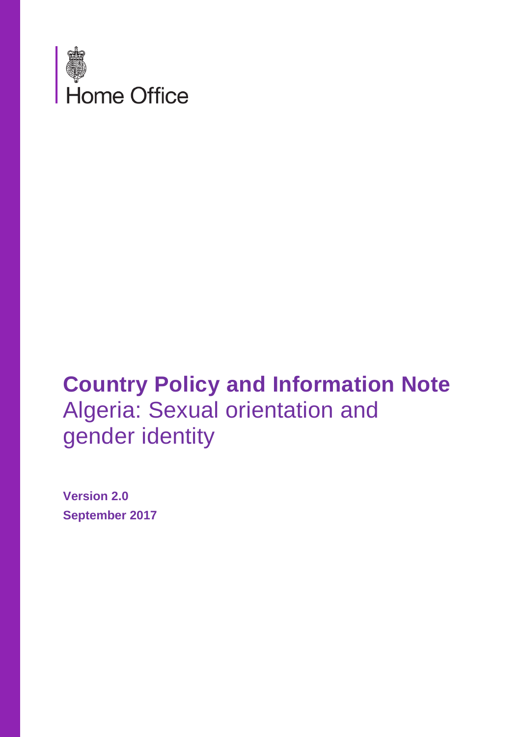Home Office

# Country Policy and Information Note

## Algeria: Sexual orientation and gender identity

**Version 2.0**

**September 2017**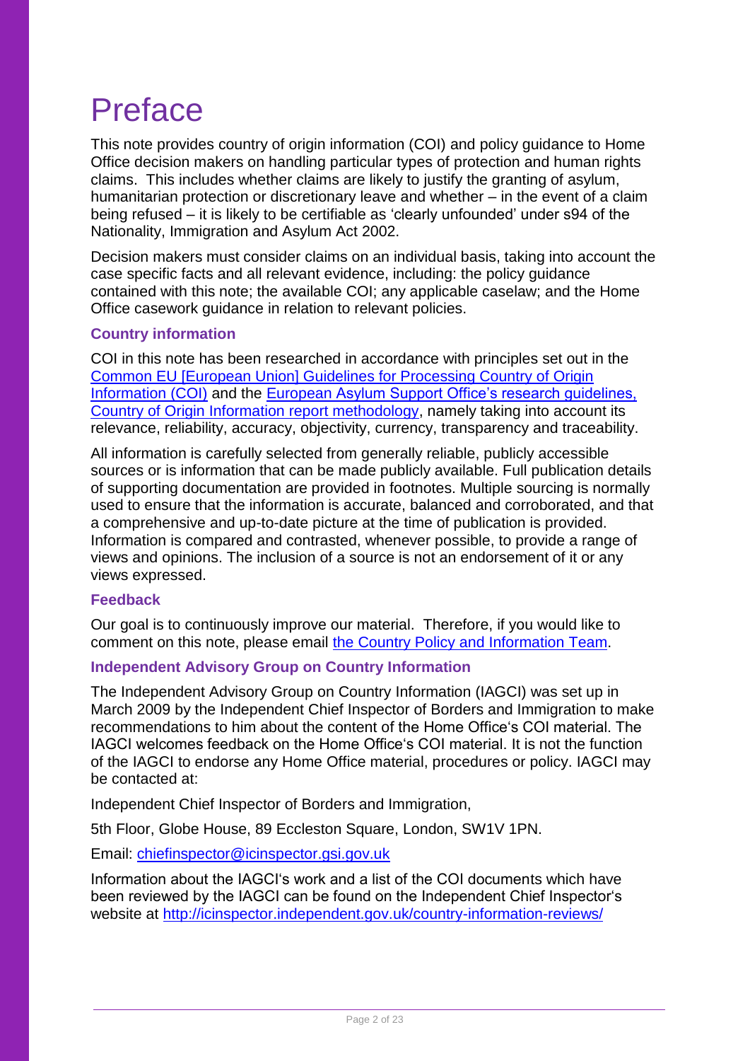# Preface

This note provides country of origin information (COI) and policy guidance to Home Office decision makers on handling particular types of protection and human rights claims. This includes whether claims are likely to justify the granting of asylum, humanitarian protection or discretionary leave and whether – in the event of a claim being refused – it is likely to be certifiable as 'clearly unfounded' under s94 of the Nationality, Immigration and Asylum Act 2002.

Decision makers must consider claims on an individual basis, taking into account the case specific facts and all relevant evidence, including: the policy guidance contained with this note; the available COI; any applicable caselaw; and the Home Office casework guidance in relation to relevant policies.

### Country information

COI in this note has been researched in accordance with principles set out in the Common EU [European Union] Guidelines for Processing Country of Origin Information (COI) and the European Asylum Support Office's research guidelines, Country of Origin Information report methodology, namely taking into account its relevance, reliability, accuracy, objectivity, currency, transparency and traceability.

All information is carefully selected from generally reliable, publicly accessible sources or is information that can be made publicly available. Full publication details of supporting documentation are provided in footnotes. Multiple sourcing is normally used to ensure that the information is accurate, balanced and corroborated, and that a comprehensive and up-to-date picture at the time of publication is provided. Information is compared and contrasted, whenever possible, to provide a range of views and opinions. The inclusion of a source is not an endorsement of it or any views expressed.

### Feedback

Our goal is to continuously improve our material. Therefore, if you would like to comment on this note, please email the Country Policy and Information Team.

### Independent Advisory Group on Country Information

The Independent Advisory Group on Country Information (IAGCI) was set up in March 2009 by the Independent Chief Inspector of Borders and Immigration to make recommendations to him about the content of the Home Office's COI material. The IAGCI welcomes feedback on the Home Office's COI material. It is not the function of the IAGCI to endorse any Home Office material, procedures or policy. IAGCI may be contacted at:

Independent Chief Inspector of Borders and Immigration,

5th Floor, Globe House, 89 Eccleston Square, London, SW1V 1PN.

Email: chiefinspector@icinspector.gsi.gov.uk

Information about the IAGCI's work and a list of the COI documents which have been reviewed by the IAGCI can be found on the Independent Chief Inspector's website at http://icinspector.independent.gov.uk/country-information-reviews/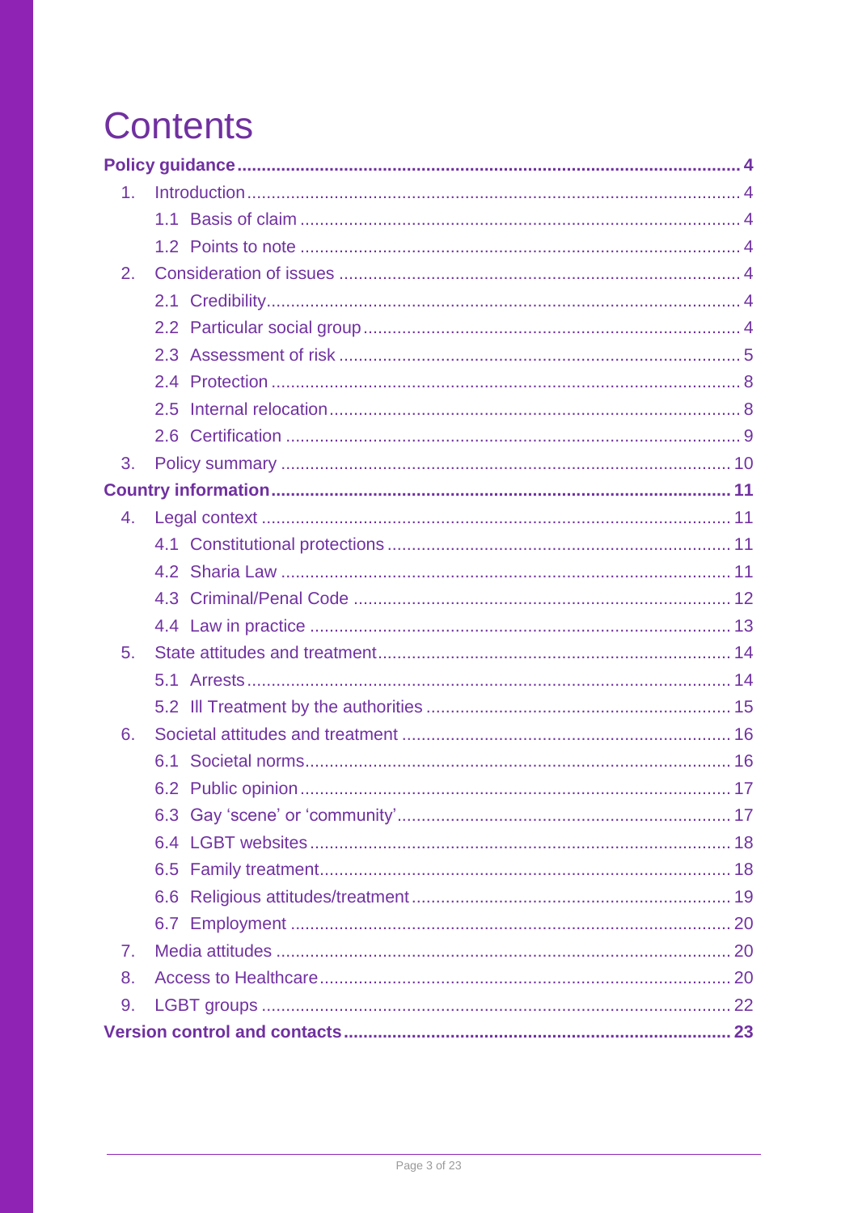# Contents

**Policy guidance** ..... 4

1. Introduction ..... 4
   - 1.1 Basis of claim ..... 4
   - 1.2 Points to note ..... 4
2. Consideration of issues ..... 4
   - 2.1 Credibility ..... 4
   - 2.2 Particular social group ..... 4
   - 2.3 Assessment of risk ..... 5
   - 2.4 Protection ..... 8
   - 2.5 Internal relocation ..... 8
   - 2.6 Certification ..... 9
3. Policy summary ..... 10

**Country information** ..... 11

4. Legal context ..... 11
   - 4.1 Constitutional protections ..... 11
   - 4.2 Sharia Law ..... 11
   - 4.3 Criminal/Penal Code ..... 12
   - 4.4 Law in practice ..... 13
5. State attitudes and treatment ..... 14
   - 5.1 Arrests ..... 14
   - 5.2 Ill Treatment by the authorities ..... 15
6. Societal attitudes and treatment ..... 16
   - 6.1 Societal norms ..... 16
   - 6.2 Public opinion ..... 17
   - 6.3 Gay 'scene' or 'community' ..... 17
   - 6.4 LGBT websites ..... 18
   - 6.5 Family treatment ..... 18
   - 6.6 Religious attitudes/treatment ..... 19
   - 6.7 Employment ..... 20
7. Media attitudes ..... 20
8. Access to Healthcare ..... 20
9. LGBT groups ..... 22

**Version control and contacts** ..... 23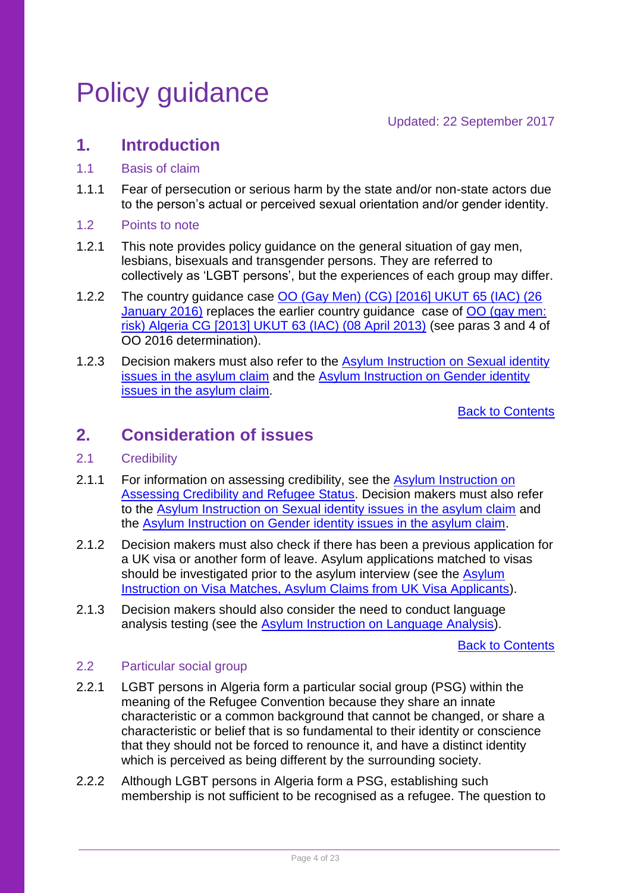# Policy guidance

Updated: 22 September 2017

## 1. Introduction

### 1.1 Basis of claim

1.1.1 Fear of persecution or serious harm by the state and/or non-state actors due to the person's actual or perceived sexual orientation and/or gender identity.

### 1.2 Points to note

1.2.1 This note provides policy guidance on the general situation of gay men, lesbians, bisexuals and transgender persons. They are referred to collectively as 'LGBT persons', but the experiences of each group may differ.

1.2.2 The country guidance case [OO (Gay Men) (CG) [2016] UKUT 65 (IAC) (26 January 2016)]() replaces the earlier country guidance case of [OO (gay men: risk) Algeria CG [2013] UKUT 63 (IAC) (08 April 2013)]() (see paras 3 and 4 of OO 2016 determination).

1.2.3 Decision makers must also refer to the [Asylum Instruction on Sexual identity issues in the asylum claim]() and the [Asylum Instruction on Gender identity issues in the asylum claim]().

[Back to Contents]()

## 2. Consideration of issues

### 2.1 Credibility

2.1.1 For information on assessing credibility, see the [Asylum Instruction on Assessing Credibility and Refugee Status](). Decision makers must also refer to the [Asylum Instruction on Sexual identity issues in the asylum claim]() and the [Asylum Instruction on Gender identity issues in the asylum claim]().

2.1.2 Decision makers must also check if there has been a previous application for a UK visa or another form of leave. Asylum applications matched to visas should be investigated prior to the asylum interview (see the [Asylum Instruction on Visa Matches, Asylum Claims from UK Visa Applicants]()).

2.1.3 Decision makers should also consider the need to conduct language analysis testing (see the [Asylum Instruction on Language Analysis]()).

[Back to Contents]()

### 2.2 Particular social group

2.2.1 LGBT persons in Algeria form a particular social group (PSG) within the meaning of the Refugee Convention because they share an innate characteristic or a common background that cannot be changed, or share a characteristic or belief that is so fundamental to their identity or conscience that they should not be forced to renounce it, and have a distinct identity which is perceived as being different by the surrounding society.

2.2.2 Although LGBT persons in Algeria form a PSG, establishing such membership is not sufficient to be recognised as a refugee. The question to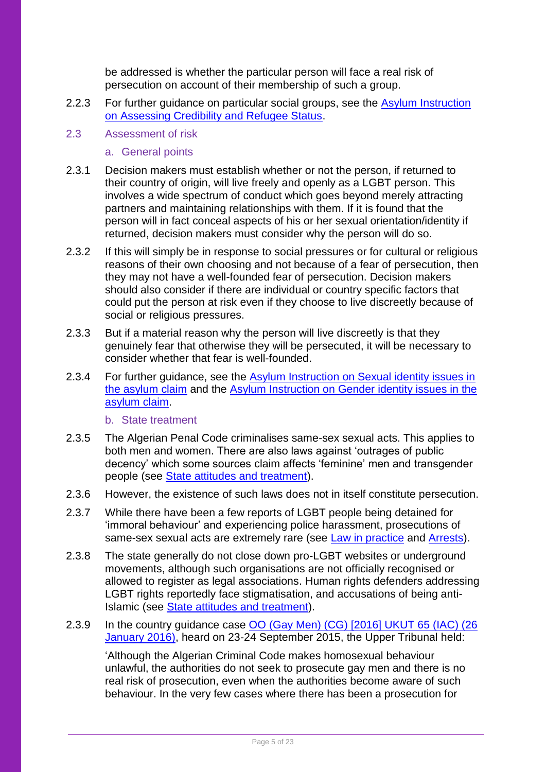be addressed is whether the particular person will face a real risk of persecution on account of their membership of such a group.

2.2.3 For further guidance on particular social groups, see the [Asylum Instruction on Assessing Credibility and Refugee Status](#).

### 2.3 Assessment of risk

#### a. General points

2.3.1 Decision makers must establish whether or not the person, if returned to their country of origin, will live freely and openly as a LGBT person. This involves a wide spectrum of conduct which goes beyond merely attracting partners and maintaining relationships with them. If it is found that the person will in fact conceal aspects of his or her sexual orientation/identity if returned, decision makers must consider why the person will do so.

2.3.2 If this will simply be in response to social pressures or for cultural or religious reasons of their own choosing and not because of a fear of persecution, then they may not have a well-founded fear of persecution. Decision makers should also consider if there are individual or country specific factors that could put the person at risk even if they choose to live discreetly because of social or religious pressures.

2.3.3 But if a material reason why the person will live discreetly is that they genuinely fear that otherwise they will be persecuted, it will be necessary to consider whether that fear is well-founded.

2.3.4 For further guidance, see the [Asylum Instruction on Sexual identity issues in the asylum claim](#) and the [Asylum Instruction on Gender identity issues in the asylum claim](#).

#### b. State treatment

2.3.5 The Algerian Penal Code criminalises same-sex sexual acts. This applies to both men and women. There are also laws against 'outrages of public decency' which some sources claim affects 'feminine' men and transgender people (see [State attitudes and treatment](#)).

2.3.6 However, the existence of such laws does not in itself constitute persecution.

2.3.7 While there have been a few reports of LGBT people being detained for 'immoral behaviour' and experiencing police harassment, prosecutions of same-sex sexual acts are extremely rare (see [Law in practice](#) and [Arrests](#)).

2.3.8 The state generally do not close down pro-LGBT websites or underground movements, although such organisations are not officially recognised or allowed to register as legal associations. Human rights defenders addressing LGBT rights reportedly face stigmatisation, and accusations of being anti-Islamic (see [State attitudes and treatment](#)).

2.3.9 In the country guidance case [OO (Gay Men) (CG) [2016] UKUT 65 (IAC) (26 January 2016)](#), heard on 23-24 September 2015, the Upper Tribunal held:

'Although the Algerian Criminal Code makes homosexual behaviour unlawful, the authorities do not seek to prosecute gay men and there is no real risk of prosecution, even when the authorities become aware of such behaviour. In the very few cases where there has been a prosecution for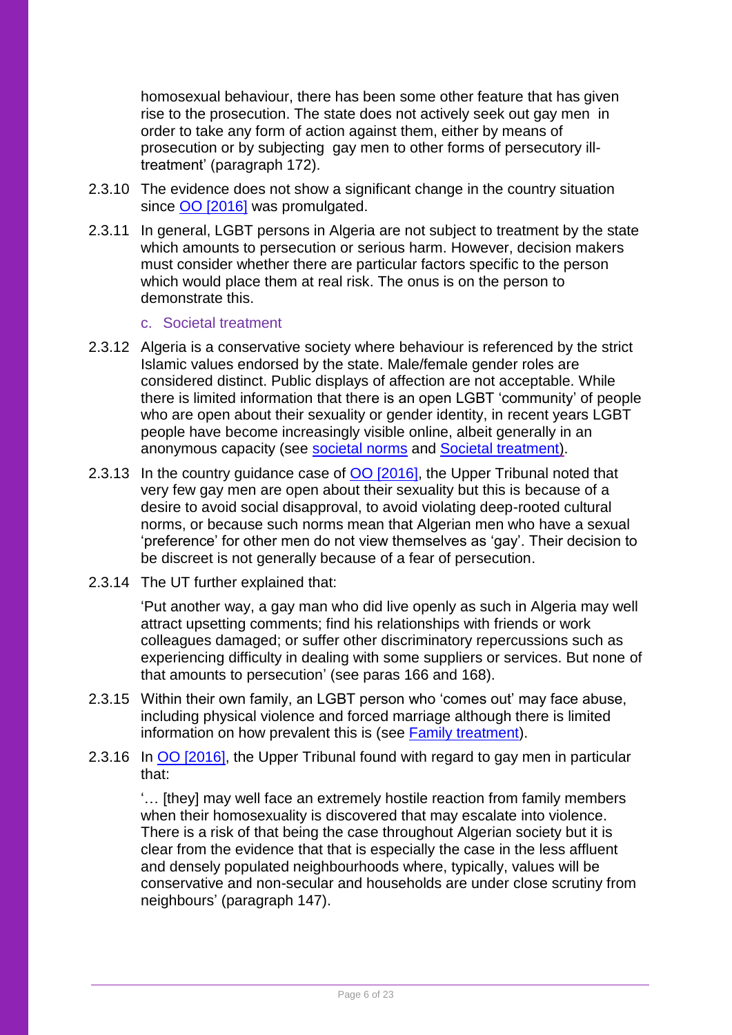homosexual behaviour, there has been some other feature that has given rise to the prosecution. The state does not actively seek out gay men in order to take any form of action against them, either by means of prosecution or by subjecting gay men to other forms of persecutory ill-treatment' (paragraph 172).

2.3.10 The evidence does not show a significant change in the country situation since OO [2016] was promulgated.

2.3.11 In general, LGBT persons in Algeria are not subject to treatment by the state which amounts to persecution or serious harm. However, decision makers must consider whether there are particular factors specific to the person which would place them at real risk. The onus is on the person to demonstrate this.

### c. Societal treatment

2.3.12 Algeria is a conservative society where behaviour is referenced by the strict Islamic values endorsed by the state. Male/female gender roles are considered distinct. Public displays of affection are not acceptable. While there is limited information that there is an open LGBT 'community' of people who are open about their sexuality or gender identity, in recent years LGBT people have become increasingly visible online, albeit generally in an anonymous capacity (see societal norms and Societal treatment).

2.3.13 In the country guidance case of OO [2016], the Upper Tribunal noted that very few gay men are open about their sexuality but this is because of a desire to avoid social disapproval, to avoid violating deep-rooted cultural norms, or because such norms mean that Algerian men who have a sexual 'preference' for other men do not view themselves as 'gay'. Their decision to be discreet is not generally because of a fear of persecution.

2.3.14 The UT further explained that:

> 'Put another way, a gay man who did live openly as such in Algeria may well attract upsetting comments; find his relationships with friends or work colleagues damaged; or suffer other discriminatory repercussions such as experiencing difficulty in dealing with some suppliers or services. But none of that amounts to persecution' (see paras 166 and 168).

2.3.15 Within their own family, an LGBT person who 'comes out' may face abuse, including physical violence and forced marriage although there is limited information on how prevalent this is (see Family treatment).

2.3.16 In OO [2016], the Upper Tribunal found with regard to gay men in particular that:

> '… [they] may well face an extremely hostile reaction from family members when their homosexuality is discovered that may escalate into violence. There is a risk of that being the case throughout Algerian society but it is clear from the evidence that that is especially the case in the less affluent and densely populated neighbourhoods where, typically, values will be conservative and non-secular and households are under close scrutiny from neighbours' (paragraph 147).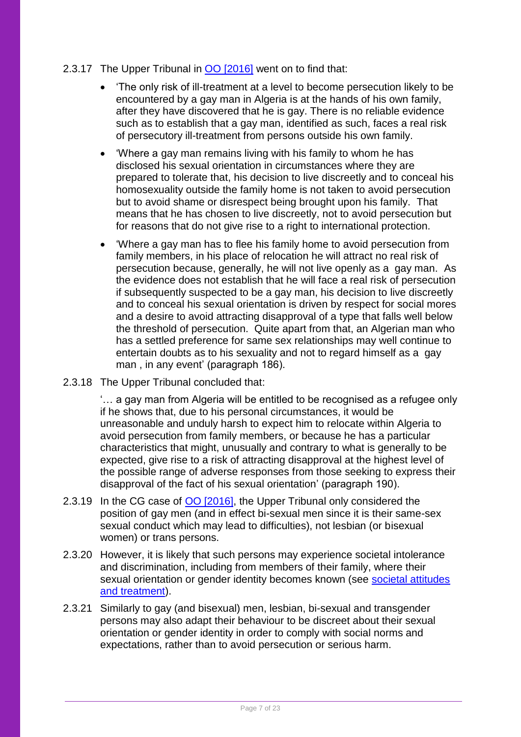2.3.17 The Upper Tribunal in OO [2016] went on to find that:

- 'The only risk of ill-treatment at a level to become persecution likely to be encountered by a gay man in Algeria is at the hands of his own family, after they have discovered that he is gay. There is no reliable evidence such as to establish that a gay man, identified as such, faces a real risk of persecutory ill-treatment from persons outside his own family.
- 'Where a gay man remains living with his family to whom he has disclosed his sexual orientation in circumstances where they are prepared to tolerate that, his decision to live discreetly and to conceal his homosexuality outside the family home is not taken to avoid persecution but to avoid shame or disrespect being brought upon his family. That means that he has chosen to live discreetly, not to avoid persecution but for reasons that do not give rise to a right to international protection.
- 'Where a gay man has to flee his family home to avoid persecution from family members, in his place of relocation he will attract no real risk of persecution because, generally, he will not live openly as a gay man. As the evidence does not establish that he will face a real risk of persecution if subsequently suspected to be a gay man, his decision to live discreetly and to conceal his sexual orientation is driven by respect for social mores and a desire to avoid attracting disapproval of a type that falls well below the threshold of persecution. Quite apart from that, an Algerian man who has a settled preference for same sex relationships may well continue to entertain doubts as to his sexuality and not to regard himself as a gay man , in any event' (paragraph 186).

2.3.18 The Upper Tribunal concluded that:

> '… a gay man from Algeria will be entitled to be recognised as a refugee only if he shows that, due to his personal circumstances, it would be unreasonable and unduly harsh to expect him to relocate within Algeria to avoid persecution from family members, or because he has a particular characteristics that might, unusually and contrary to what is generally to be expected, give rise to a risk of attracting disapproval at the highest level of the possible range of adverse responses from those seeking to express their disapproval of the fact of his sexual orientation' (paragraph 190).

2.3.19 In the CG case of OO [2016], the Upper Tribunal only considered the position of gay men (and in effect bi-sexual men since it is their same-sex sexual conduct which may lead to difficulties), not lesbian (or bisexual women) or trans persons.

2.3.20 However, it is likely that such persons may experience societal intolerance and discrimination, including from members of their family, where their sexual orientation or gender identity becomes known (see societal attitudes and treatment).

2.3.21 Similarly to gay (and bisexual) men, lesbian, bi-sexual and transgender persons may also adapt their behaviour to be discreet about their sexual orientation or gender identity in order to comply with social norms and expectations, rather than to avoid persecution or serious harm.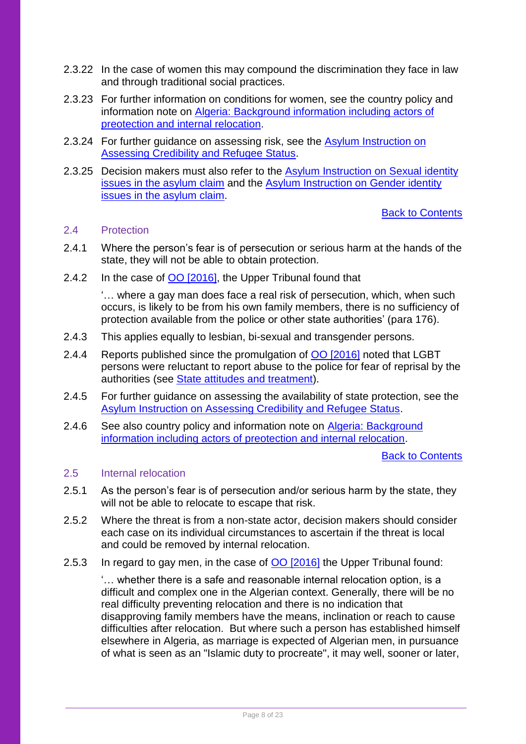2.3.22 In the case of women this may compound the discrimination they face in law and through traditional social practices.

2.3.23 For further information on conditions for women, see the country policy and information note on [Algeria: Background information including actors of preotection and internal relocation](#).

2.3.24 For further guidance on assessing risk, see the [Asylum Instruction on Assessing Credibility and Refugee Status](#).

2.3.25 Decision makers must also refer to the [Asylum Instruction on Sexual identity issues in the asylum claim](#) and the [Asylum Instruction on Gender identity issues in the asylum claim](#).

[Back to Contents](#)

## 2.4 Protection

2.4.1 Where the person's fear is of persecution or serious harm at the hands of the state, they will not be able to obtain protection.

2.4.2 In the case of [OO [2016]](#), the Upper Tribunal found that

> '… where a gay man does face a real risk of persecution, which, when such occurs, is likely to be from his own family members, there is no sufficiency of protection available from the police or other state authorities' (para 176).

2.4.3 This applies equally to lesbian, bi-sexual and transgender persons.

2.4.4 Reports published since the promulgation of [OO [2016]](#) noted that LGBT persons were reluctant to report abuse to the police for fear of reprisal by the authorities (see [State attitudes and treatment](#)).

2.4.5 For further guidance on assessing the availability of state protection, see the [Asylum Instruction on Assessing Credibility and Refugee Status](#).

2.4.6 See also country policy and information note on [Algeria: Background information including actors of preotection and internal relocation](#).

[Back to Contents](#)

## 2.5 Internal relocation

2.5.1 As the person's fear is of persecution and/or serious harm by the state, they will not be able to relocate to escape that risk.

2.5.2 Where the threat is from a non-state actor, decision makers should consider each case on its individual circumstances to ascertain if the threat is local and could be removed by internal relocation.

2.5.3 In regard to gay men, in the case of [OO [2016]](#) the Upper Tribunal found:

> '… whether there is a safe and reasonable internal relocation option, is a difficult and complex one in the Algerian context. Generally, there will be no real difficulty preventing relocation and there is no indication that disapproving family members have the means, inclination or reach to cause difficulties after relocation. But where such a person has established himself elsewhere in Algeria, as marriage is expected of Algerian men, in pursuance of what is seen as an "Islamic duty to procreate", it may well, sooner or later,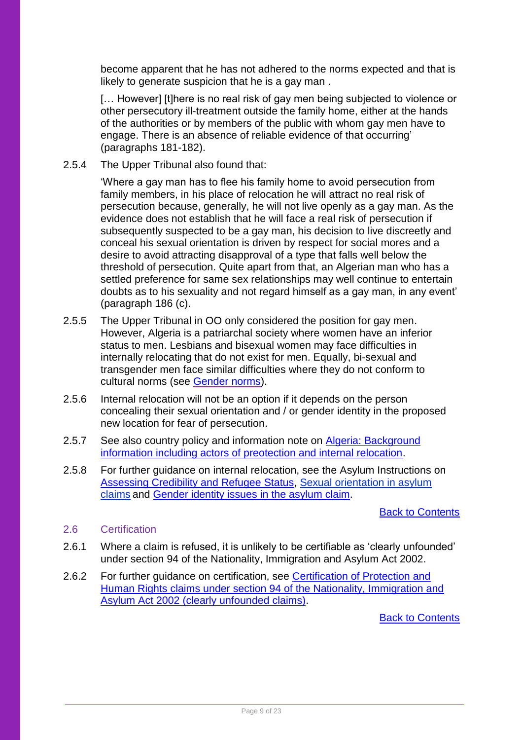become apparent that he has not adhered to the norms expected and that is likely to generate suspicion that he is a gay man .

[… However] [t]here is no real risk of gay men being subjected to violence or other persecutory ill-treatment outside the family home, either at the hands of the authorities or by members of the public with whom gay men have to engage. There is an absence of reliable evidence of that occurring' (paragraphs 181-182).

2.5.4 The Upper Tribunal also found that:

'Where a gay man has to flee his family home to avoid persecution from family members, in his place of relocation he will attract no real risk of persecution because, generally, he will not live openly as a gay man. As the evidence does not establish that he will face a real risk of persecution if subsequently suspected to be a gay man, his decision to live discreetly and conceal his sexual orientation is driven by respect for social mores and a desire to avoid attracting disapproval of a type that falls well below the threshold of persecution. Quite apart from that, an Algerian man who has a settled preference for same sex relationships may well continue to entertain doubts as to his sexuality and not regard himself as a gay man, in any event' (paragraph 186 (c).

2.5.5 The Upper Tribunal in OO only considered the position for gay men. However, Algeria is a patriarchal society where women have an inferior status to men. Lesbians and bisexual women may face difficulties in internally relocating that do not exist for men. Equally, bi-sexual and transgender men face similar difficulties where they do not conform to cultural norms (see Gender norms).

2.5.6 Internal relocation will not be an option if it depends on the person concealing their sexual orientation and / or gender identity in the proposed new location for fear of persecution.

2.5.7 See also country policy and information note on Algeria: Background information including actors of preotection and internal relocation.

2.5.8 For further guidance on internal relocation, see the Asylum Instructions on Assessing Credibility and Refugee Status, Sexual orientation in asylum claims and Gender identity issues in the asylum claim.

Back to Contents

## 2.6 Certification

2.6.1 Where a claim is refused, it is unlikely to be certifiable as 'clearly unfounded' under section 94 of the Nationality, Immigration and Asylum Act 2002.

2.6.2 For further guidance on certification, see Certification of Protection and Human Rights claims under section 94 of the Nationality, Immigration and Asylum Act 2002 (clearly unfounded claims).

Back to Contents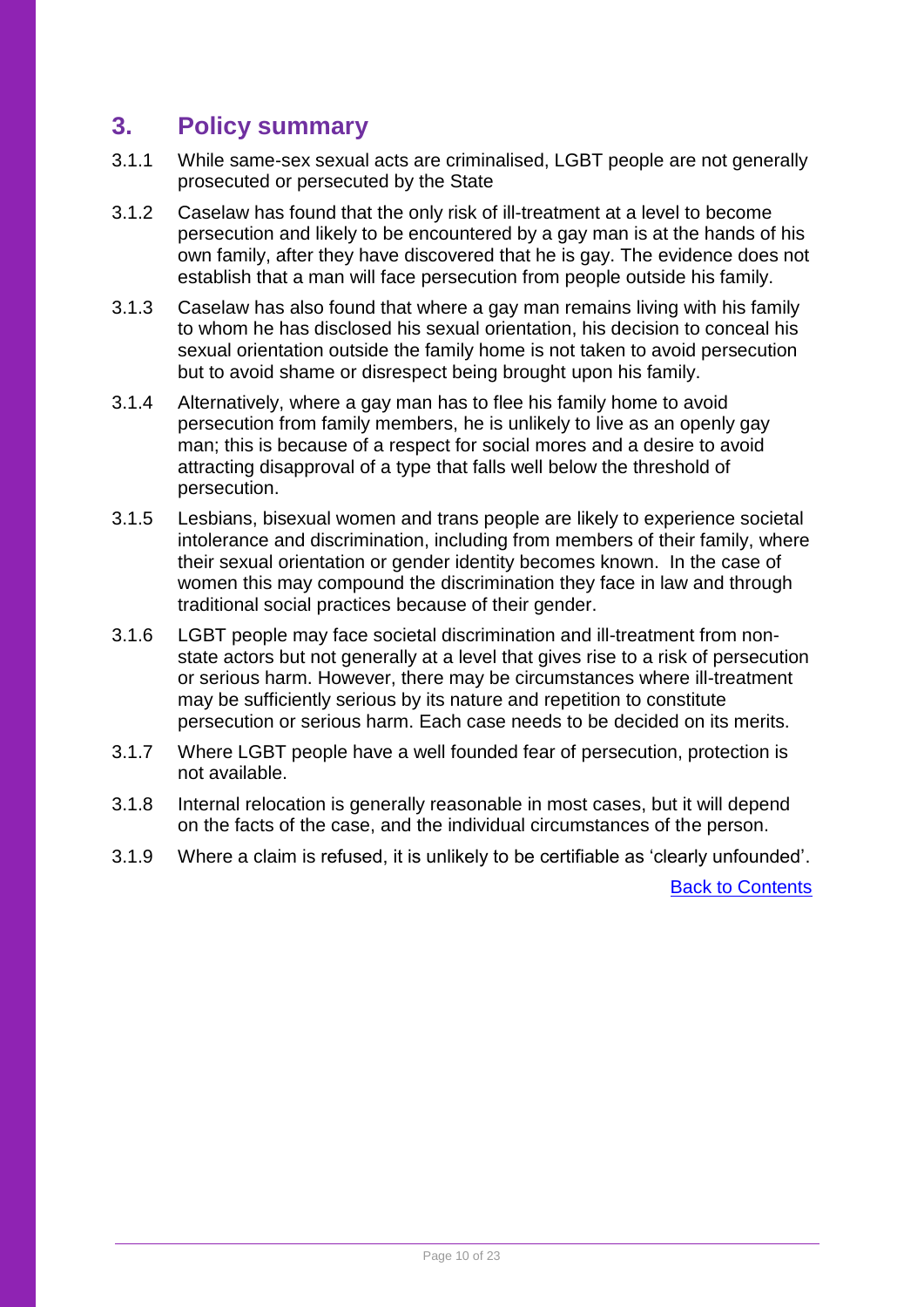## 3. Policy summary

3.1.1 While same-sex sexual acts are criminalised, LGBT people are not generally prosecuted or persecuted by the State

3.1.2 Caselaw has found that the only risk of ill-treatment at a level to become persecution and likely to be encountered by a gay man is at the hands of his own family, after they have discovered that he is gay. The evidence does not establish that a man will face persecution from people outside his family.

3.1.3 Caselaw has also found that where a gay man remains living with his family to whom he has disclosed his sexual orientation, his decision to conceal his sexual orientation outside the family home is not taken to avoid persecution but to avoid shame or disrespect being brought upon his family.

3.1.4 Alternatively, where a gay man has to flee his family home to avoid persecution from family members, he is unlikely to live as an openly gay man; this is because of a respect for social mores and a desire to avoid attracting disapproval of a type that falls well below the threshold of persecution.

3.1.5 Lesbians, bisexual women and trans people are likely to experience societal intolerance and discrimination, including from members of their family, where their sexual orientation or gender identity becomes known. In the case of women this may compound the discrimination they face in law and through traditional social practices because of their gender.

3.1.6 LGBT people may face societal discrimination and ill-treatment from non-state actors but not generally at a level that gives rise to a risk of persecution or serious harm. However, there may be circumstances where ill-treatment may be sufficiently serious by its nature and repetition to constitute persecution or serious harm. Each case needs to be decided on its merits.

3.1.7 Where LGBT people have a well founded fear of persecution, protection is not available.

3.1.8 Internal relocation is generally reasonable in most cases, but it will depend on the facts of the case, and the individual circumstances of the person.

3.1.9 Where a claim is refused, it is unlikely to be certifiable as 'clearly unfounded'.

Back to Contents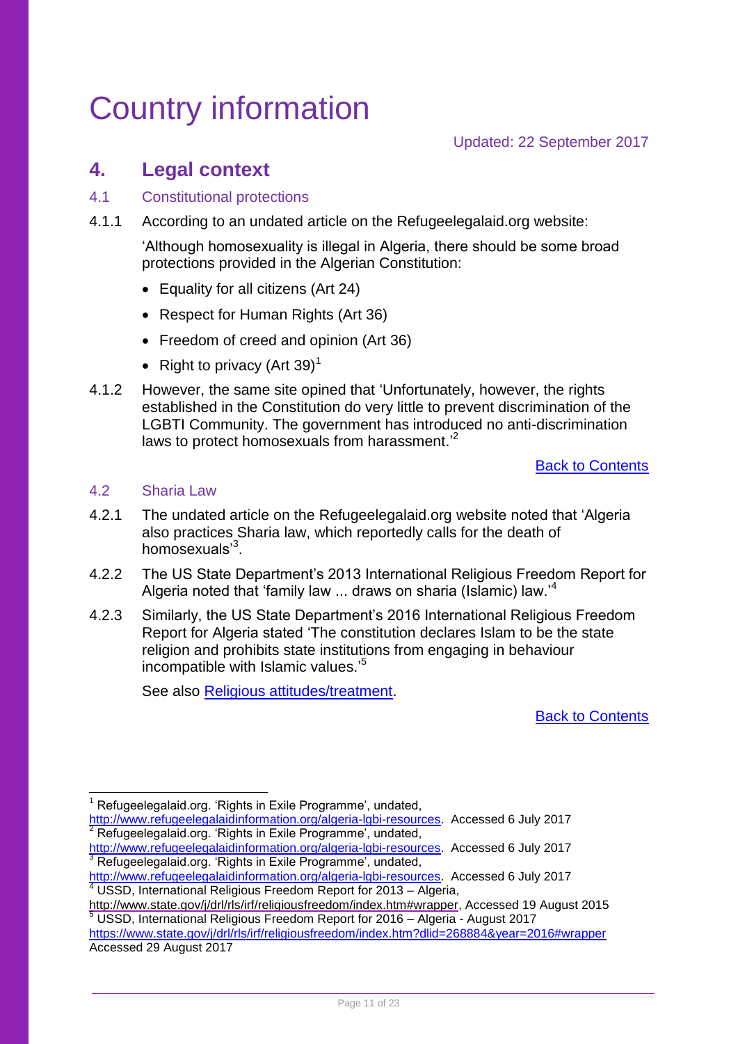# Country information

Updated: 22 September 2017

## 4. Legal context

### 4.1 Constitutional protections

4.1.1 According to an undated article on the Refugeelegalaid.org website:

'Although homosexuality is illegal in Algeria, there should be some broad protections provided in the Algerian Constitution:

- Equality for all citizens (Art 24)
- Respect for Human Rights (Art 36)
- Freedom of creed and opinion (Art 36)
- Right to privacy (Art 39)[1]

4.1.2 However, the same site opined that 'Unfortunately, however, the rights established in the Constitution do very little to prevent discrimination of the LGBTI Community. The government has introduced no anti-discrimination laws to protect homosexuals from harassment.'[2]

[Back to Contents]

### 4.2 Sharia Law

4.2.1 The undated article on the Refugeelegalaid.org website noted that 'Algeria also practices Sharia law, which reportedly calls for the death of homosexuals'[3].

4.2.2 The US State Department's 2013 International Religious Freedom Report for Algeria noted that 'family law ... draws on sharia (Islamic) law.'[4]

4.2.3 Similarly, the US State Department's 2016 International Religious Freedom Report for Algeria stated 'The constitution declares Islam to be the state religion and prohibits state institutions from engaging in behaviour incompatible with Islamic values.'[5]

See also [Religious attitudes/treatment].

[Back to Contents]

---

[1] Refugeelegalaid.org. 'Rights in Exile Programme', undated, http://www.refugeelegalaidinformation.org/algeria-lgbi-resources. Accessed 6 July 2017

[2] Refugeelegalaid.org. 'Rights in Exile Programme', undated, http://www.refugeelegalaidinformation.org/algeria-lgbi-resources. Accessed 6 July 2017

[3] Refugeelegalaid.org. 'Rights in Exile Programme', undated, http://www.refugeelegalaidinformation.org/algeria-lgbi-resources. Accessed 6 July 2017

[4] USSD, International Religious Freedom Report for 2013 – Algeria, http://www.state.gov/j/drl/rls/irf/religiousfreedom/index.htm#wrapper, Accessed 19 August 2015

[5] USSD, International Religious Freedom Report for 2016 – Algeria - August 2017 https://www.state.gov/j/drl/rls/irf/religiousfreedom/index.htm?dlid=268884&year=2016#wrapper Accessed 29 August 2017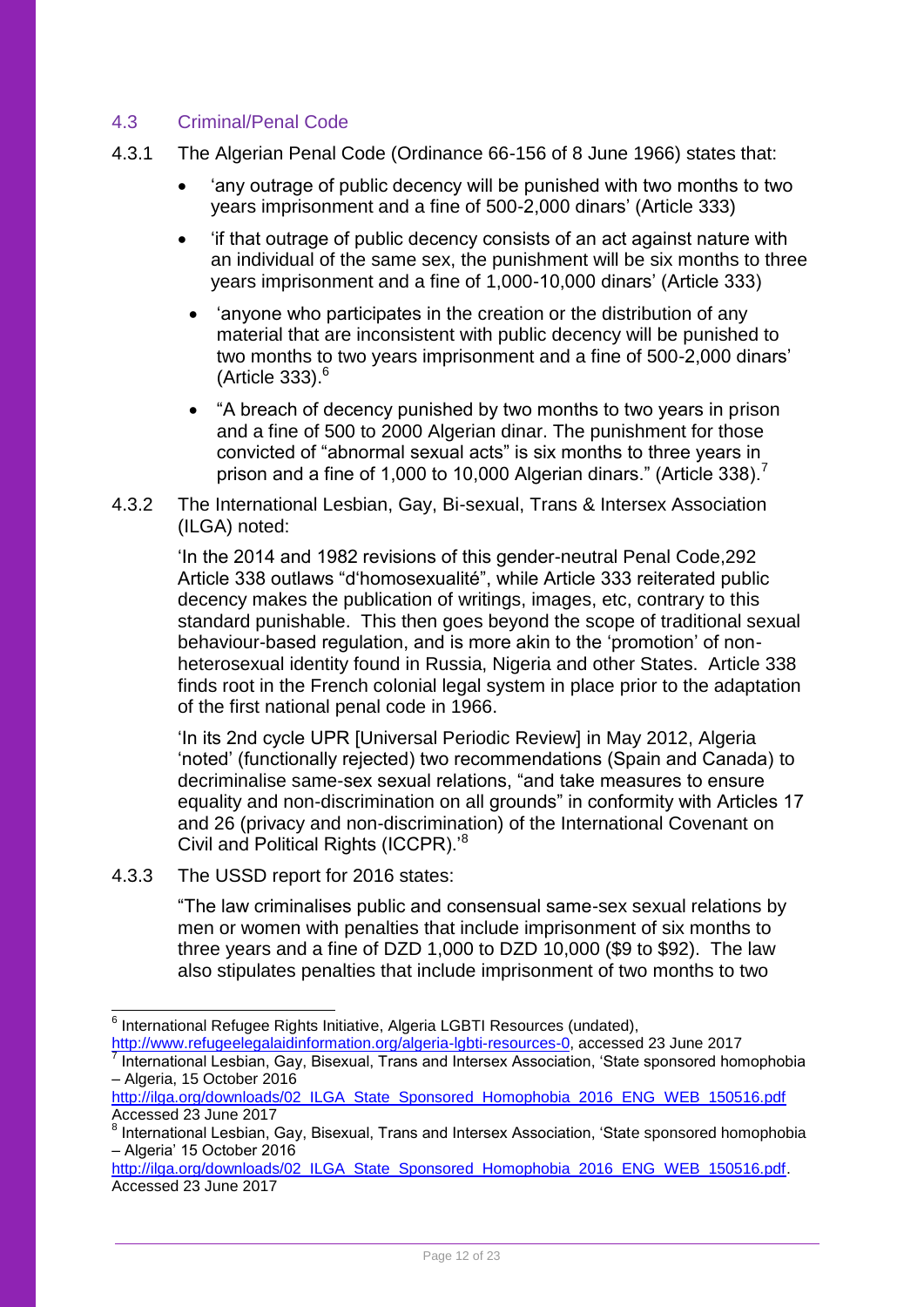### 4.3 Criminal/Penal Code

4.3.1 The Algerian Penal Code (Ordinance 66-156 of 8 June 1966) states that:

- 'any outrage of public decency will be punished with two months to two years imprisonment and a fine of 500-2,000 dinars' (Article 333)
- 'if that outrage of public decency consists of an act against nature with an individual of the same sex, the punishment will be six months to three years imprisonment and a fine of 1,000-10,000 dinars' (Article 333)
- 'anyone who participates in the creation or the distribution of any material that are inconsistent with public decency will be punished to two months to two years imprisonment and a fine of 500-2,000 dinars' (Article 333).[6]
- "A breach of decency punished by two months to two years in prison and a fine of 500 to 2000 Algerian dinar. The punishment for those convicted of "abnormal sexual acts" is six months to three years in prison and a fine of 1,000 to 10,000 Algerian dinars." (Article 338).[7]

4.3.2 The International Lesbian, Gay, Bi-sexual, Trans & Intersex Association (ILGA) noted:

> 'In the 2014 and 1982 revisions of this gender-neutral Penal Code,292 Article 338 outlaws "d'homosexualité", while Article 333 reiterated public decency makes the publication of writings, images, etc, contrary to this standard punishable. This then goes beyond the scope of traditional sexual behaviour-based regulation, and is more akin to the 'promotion' of non-heterosexual identity found in Russia, Nigeria and other States. Article 338 finds root in the French colonial legal system in place prior to the adaptation of the first national penal code in 1966.
>
> 'In its 2nd cycle UPR [Universal Periodic Review] in May 2012, Algeria 'noted' (functionally rejected) two recommendations (Spain and Canada) to decriminalise same-sex sexual relations, "and take measures to ensure equality and non-discrimination on all grounds" in conformity with Articles 17 and 26 (privacy and non-discrimination) of the International Covenant on Civil and Political Rights (ICCPR).'[8]

4.3.3 The USSD report for 2016 states:

> "The law criminalises public and consensual same-sex sexual relations by men or women with penalties that include imprisonment of six months to three years and a fine of DZD 1,000 to DZD 10,000 ($9 to $92). The law also stipulates penalties that include imprisonment of two months to two

---

[6] International Refugee Rights Initiative, Algeria LGBTI Resources (undated), http://www.refugeelegalaidinformation.org/algeria-lgbti-resources-0, accessed 23 June 2017

[7] International Lesbian, Gay, Bisexual, Trans and Intersex Association, 'State sponsored homophobia – Algeria, 15 October 2016 http://ilga.org/downloads/02_ILGA_State_Sponsored_Homophobia_2016_ENG_WEB_150516.pdf Accessed 23 June 2017

[8] International Lesbian, Gay, Bisexual, Trans and Intersex Association, 'State sponsored homophobia – Algeria' 15 October 2016 http://ilga.org/downloads/02_ILGA_State_Sponsored_Homophobia_2016_ENG_WEB_150516.pdf. Accessed 23 June 2017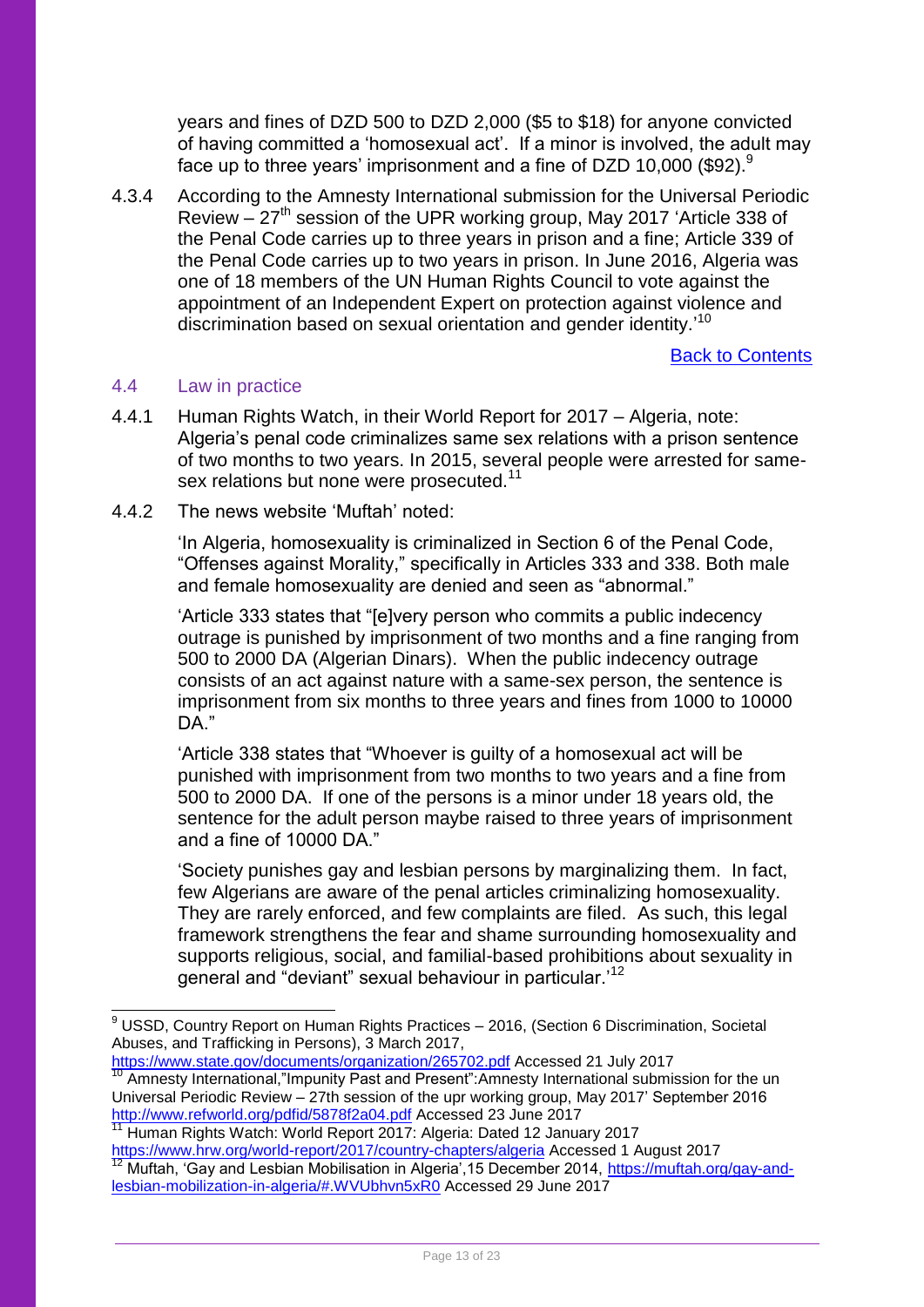years and fines of DZD 500 to DZD 2,000 ($5 to $18) for anyone convicted of having committed a 'homosexual act'. If a minor is involved, the adult may face up to three years' imprisonment and a fine of DZD 10,000 ($92).[9]

4.3.4 According to the Amnesty International submission for the Universal Periodic Review – 27th session of the UPR working group, May 2017 'Article 338 of the Penal Code carries up to three years in prison and a fine; Article 339 of the Penal Code carries up to two years in prison. In June 2016, Algeria was one of 18 members of the UN Human Rights Council to vote against the appointment of an Independent Expert on protection against violence and discrimination based on sexual orientation and gender identity.'[10]

[Back to Contents](#)

## 4.4 Law in practice

4.4.1 Human Rights Watch, in their World Report for 2017 – Algeria, note: Algeria's penal code criminalizes same sex relations with a prison sentence of two months to two years. In 2015, several people were arrested for same-sex relations but none were prosecuted.[11]

4.4.2 The news website 'Muftah' noted:

'In Algeria, homosexuality is criminalized in Section 6 of the Penal Code, "Offenses against Morality," specifically in Articles 333 and 338. Both male and female homosexuality are denied and seen as "abnormal."

'Article 333 states that "[e]very person who commits a public indecency outrage is punished by imprisonment of two months and a fine ranging from 500 to 2000 DA (Algerian Dinars). When the public indecency outrage consists of an act against nature with a same-sex person, the sentence is imprisonment from six months to three years and fines from 1000 to 10000 DA."

'Article 338 states that "Whoever is guilty of a homosexual act will be punished with imprisonment from two months to two years and a fine from 500 to 2000 DA. If one of the persons is a minor under 18 years old, the sentence for the adult person maybe raised to three years of imprisonment and a fine of 10000 DA."

'Society punishes gay and lesbian persons by marginalizing them. In fact, few Algerians are aware of the penal articles criminalizing homosexuality. They are rarely enforced, and few complaints are filed. As such, this legal framework strengthens the fear and shame surrounding homosexuality and supports religious, social, and familial-based prohibitions about sexuality in general and "deviant" sexual behaviour in particular.'[12]

---

[9] USSD, Country Report on Human Rights Practices – 2016, (Section 6 Discrimination, Societal Abuses, and Trafficking in Persons), 3 March 2017, https://www.state.gov/documents/organization/265702.pdf Accessed 21 July 2017

[10] Amnesty International,"Impunity Past and Present":Amnesty International submission for the un Universal Periodic Review – 27th session of the upr working group, May 2017' September 2016 http://www.refworld.org/pdfid/5878f2a04.pdf Accessed 23 June 2017

[11] Human Rights Watch: World Report 2017: Algeria: Dated 12 January 2017 https://www.hrw.org/world-report/2017/country-chapters/algeria Accessed 1 August 2017

[12] Muftah, 'Gay and Lesbian Mobilisation in Algeria',15 December 2014, https://muftah.org/gay-and-lesbian-mobilization-in-algeria/#.WVUbhvn5xR0 Accessed 29 June 2017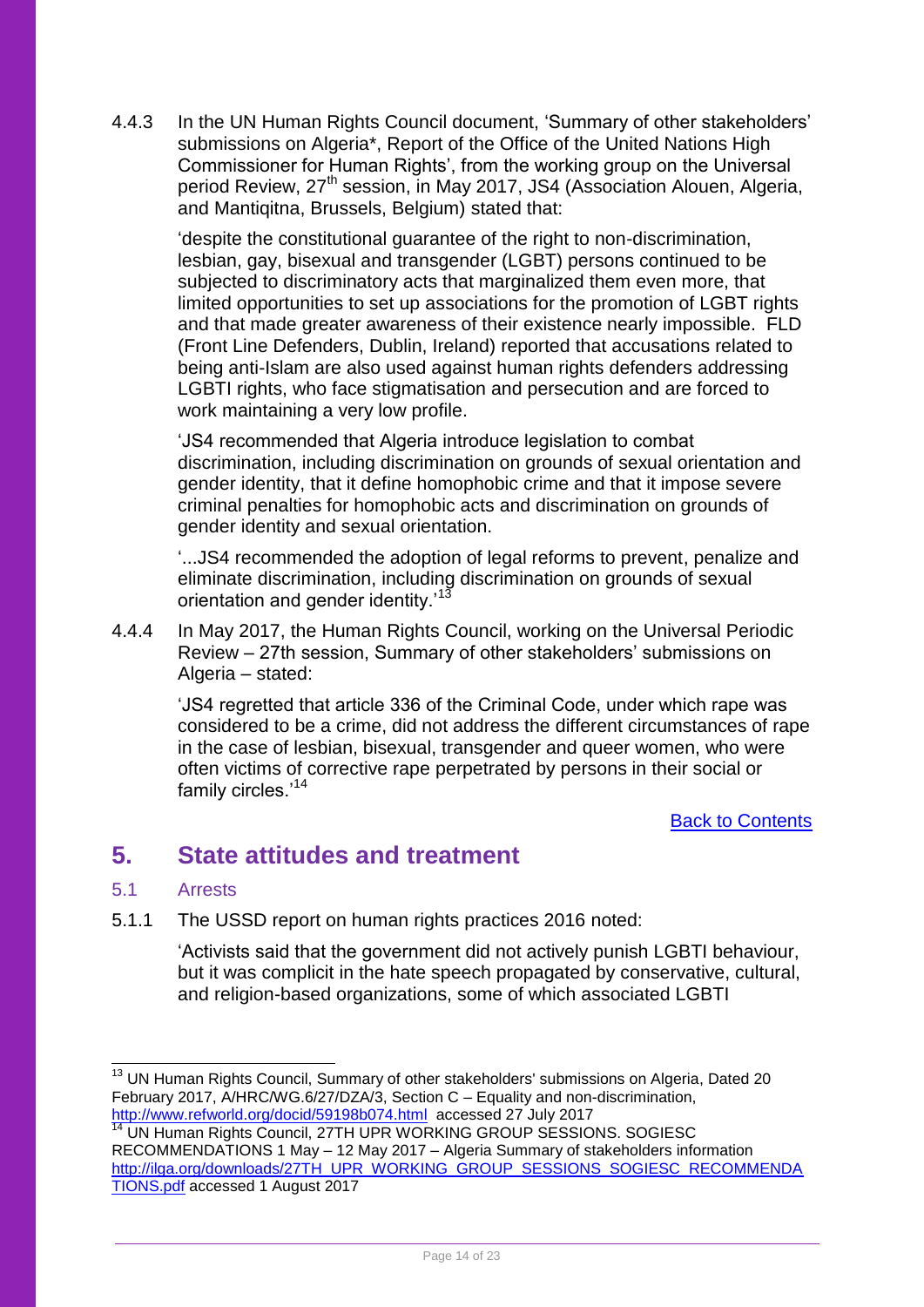4.4.3 In the UN Human Rights Council document, 'Summary of other stakeholders' submissions on Algeria*, Report of the Office of the United Nations High Commissioner for Human Rights', from the working group on the Universal period Review, 27th session, in May 2017, JS4 (Association Alouen, Algeria, and Mantiqitna, Brussels, Belgium) stated that:

> 'despite the constitutional guarantee of the right to non-discrimination, lesbian, gay, bisexual and transgender (LGBT) persons continued to be subjected to discriminatory acts that marginalized them even more, that limited opportunities to set up associations for the promotion of LGBT rights and that made greater awareness of their existence nearly impossible. FLD (Front Line Defenders, Dublin, Ireland) reported that accusations related to being anti-Islam are also used against human rights defenders addressing LGBTI rights, who face stigmatisation and persecution and are forced to work maintaining a very low profile.
>
> 'JS4 recommended that Algeria introduce legislation to combat discrimination, including discrimination on grounds of sexual orientation and gender identity, that it define homophobic crime and that it impose severe criminal penalties for homophobic acts and discrimination on grounds of gender identity and sexual orientation.
>
> '...JS4 recommended the adoption of legal reforms to prevent, penalize and eliminate discrimination, including discrimination on grounds of sexual orientation and gender identity.'[13]

4.4.4 In May 2017, the Human Rights Council, working on the Universal Periodic Review – 27th session, Summary of other stakeholders' submissions on Algeria – stated:

> 'JS4 regretted that article 336 of the Criminal Code, under which rape was considered to be a crime, did not address the different circumstances of rape in the case of lesbian, bisexual, transgender and queer women, who were often victims of corrective rape perpetrated by persons in their social or family circles.'[14]

[Back to Contents]

## 5. State attitudes and treatment

### 5.1 Arrests

5.1.1 The USSD report on human rights practices 2016 noted:

> 'Activists said that the government did not actively punish LGBTI behaviour, but it was complicit in the hate speech propagated by conservative, cultural, and religion-based organizations, some of which associated LGBTI

---

[13] UN Human Rights Council, Summary of other stakeholders' submissions on Algeria, Dated 20 February 2017, A/HRC/WG.6/27/DZA/3, Section C – Equality and non-discrimination, http://www.refworld.org/docid/59198b074.html accessed 27 July 2017

[14] UN Human Rights Council, 27TH UPR WORKING GROUP SESSIONS. SOGIESC RECOMMENDATIONS 1 May – 12 May 2017 – Algeria Summary of stakeholders information http://ilga.org/downloads/27TH_UPR_WORKING_GROUP_SESSIONS_SOGIESC_RECOMMENDATIONS.pdf accessed 1 August 2017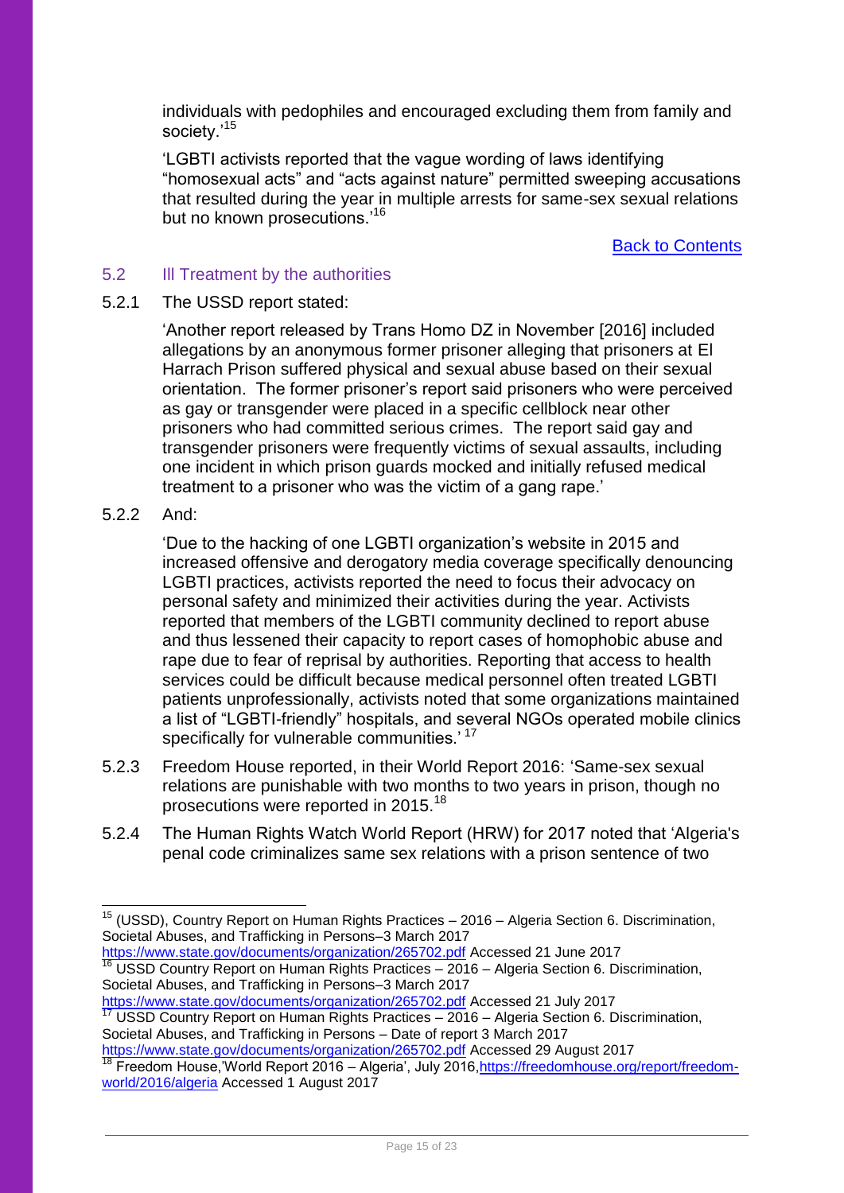individuals with pedophiles and encouraged excluding them from family and society.'[15]

'LGBTI activists reported that the vague wording of laws identifying "homosexual acts" and "acts against nature" permitted sweeping accusations that resulted during the year in multiple arrests for same-sex sexual relations but no known prosecutions.'[16]

Back to Contents

### 5.2 Ill Treatment by the authorities

5.2.1 The USSD report stated:

> 'Another report released by Trans Homo DZ in November [2016] included allegations by an anonymous former prisoner alleging that prisoners at El Harrach Prison suffered physical and sexual abuse based on their sexual orientation. The former prisoner's report said prisoners who were perceived as gay or transgender were placed in a specific cellblock near other prisoners who had committed serious crimes. The report said gay and transgender prisoners were frequently victims of sexual assaults, including one incident in which prison guards mocked and initially refused medical treatment to a prisoner who was the victim of a gang rape.'

5.2.2 And:

> 'Due to the hacking of one LGBTI organization's website in 2015 and increased offensive and derogatory media coverage specifically denouncing LGBTI practices, activists reported the need to focus their advocacy on personal safety and minimized their activities during the year. Activists reported that members of the LGBTI community declined to report abuse and thus lessened their capacity to report cases of homophobic abuse and rape due to fear of reprisal by authorities. Reporting that access to health services could be difficult because medical personnel often treated LGBTI patients unprofessionally, activists noted that some organizations maintained a list of "LGBTI-friendly" hospitals, and several NGOs operated mobile clinics specifically for vulnerable communities.' [17]

5.2.3 Freedom House reported, in their World Report 2016: 'Same-sex sexual relations are punishable with two months to two years in prison, though no prosecutions were reported in 2015.[18]

5.2.4 The Human Rights Watch World Report (HRW) for 2017 noted that 'Algeria's penal code criminalizes same sex relations with a prison sentence of two

---

[15] (USSD), Country Report on Human Rights Practices – 2016 – Algeria Section 6. Discrimination, Societal Abuses, and Trafficking in Persons–3 March 2017 https://www.state.gov/documents/organization/265702.pdf Accessed 21 June 2017

[16] USSD Country Report on Human Rights Practices – 2016 – Algeria Section 6. Discrimination, Societal Abuses, and Trafficking in Persons–3 March 2017 https://www.state.gov/documents/organization/265702.pdf Accessed 21 July 2017

[17] USSD Country Report on Human Rights Practices – 2016 – Algeria Section 6. Discrimination, Societal Abuses, and Trafficking in Persons – Date of report 3 March 2017 https://www.state.gov/documents/organization/265702.pdf Accessed 29 August 2017

[18] Freedom House,'World Report 2016 – Algeria', July 2016,https://freedomhouse.org/report/freedom-world/2016/algeria Accessed 1 August 2017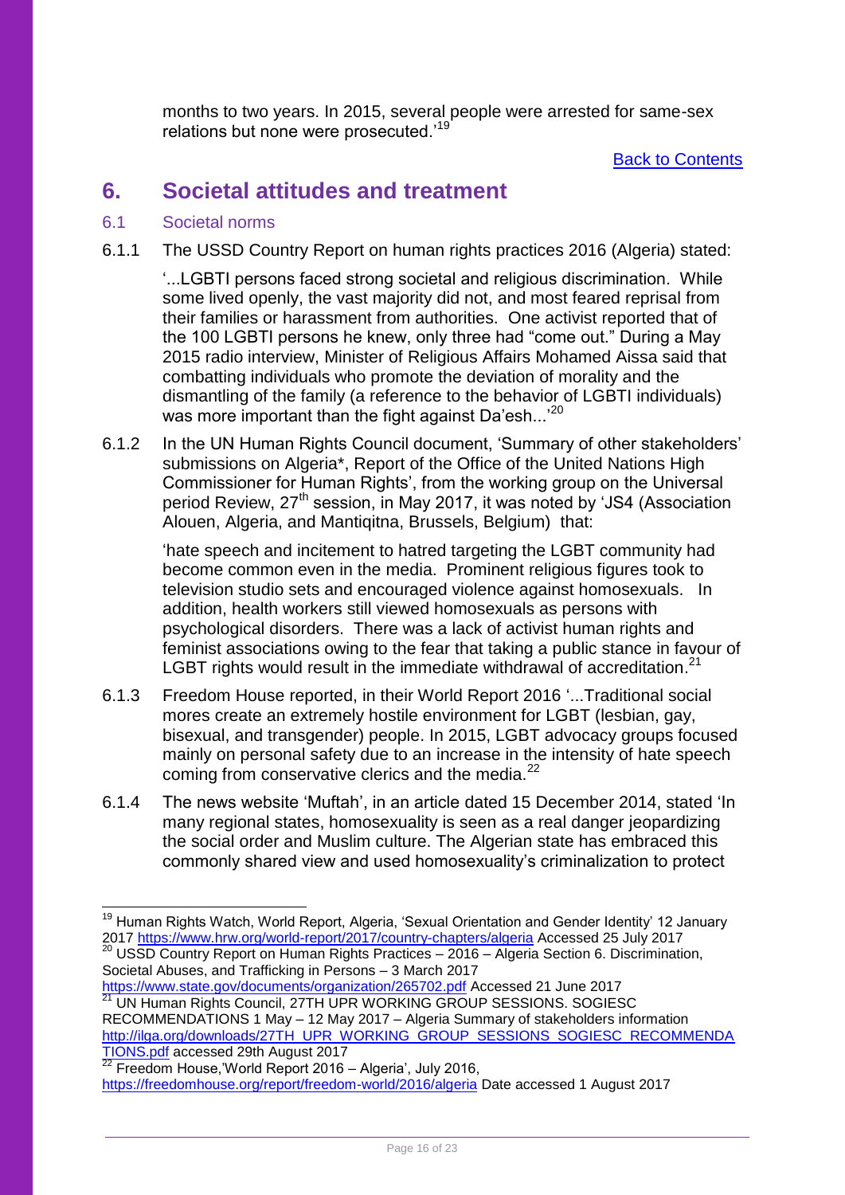months to two years. In 2015, several people were arrested for same-sex relations but none were prosecuted.'[19]

Back to Contents

# 6. Societal attitudes and treatment

## 6.1 Societal norms

6.1.1 The USSD Country Report on human rights practices 2016 (Algeria) stated:

> '...LGBTI persons faced strong societal and religious discrimination. While some lived openly, the vast majority did not, and most feared reprisal from their families or harassment from authorities. One activist reported that of the 100 LGBTI persons he knew, only three had "come out." During a May 2015 radio interview, Minister of Religious Affairs Mohamed Aissa said that combatting individuals who promote the deviation of morality and the dismantling of the family (a reference to the behavior of LGBTI individuals) was more important than the fight against Da'esh...'[20]

6.1.2 In the UN Human Rights Council document, 'Summary of other stakeholders' submissions on Algeria*, Report of the Office of the United Nations High Commissioner for Human Rights', from the working group on the Universal period Review, 27th session, in May 2017, it was noted by 'JS4 (Association Alouen, Algeria, and Mantiqitna, Brussels, Belgium) that:

> 'hate speech and incitement to hatred targeting the LGBT community had become common even in the media. Prominent religious figures took to television studio sets and encouraged violence against homosexuals. In addition, health workers still viewed homosexuals as persons with psychological disorders. There was a lack of activist human rights and feminist associations owing to the fear that taking a public stance in favour of LGBT rights would result in the immediate withdrawal of accreditation.[21]

6.1.3 Freedom House reported, in their World Report 2016 '...Traditional social mores create an extremely hostile environment for LGBT (lesbian, gay, bisexual, and transgender) people. In 2015, LGBT advocacy groups focused mainly on personal safety due to an increase in the intensity of hate speech coming from conservative clerics and the media.[22]

6.1.4 The news website 'Muftah', in an article dated 15 December 2014, stated 'In many regional states, homosexuality is seen as a real danger jeopardizing the social order and Muslim culture. The Algerian state has embraced this commonly shared view and used homosexuality's criminalization to protect

---

[19] Human Rights Watch, World Report, Algeria, 'Sexual Orientation and Gender Identity' 12 January 2017 https://www.hrw.org/world-report/2017/country-chapters/algeria Accessed 25 July 2017

[20] USSD Country Report on Human Rights Practices – 2016 – Algeria Section 6. Discrimination, Societal Abuses, and Trafficking in Persons – 3 March 2017 https://www.state.gov/documents/organization/265702.pdf Accessed 21 June 2017

[21] UN Human Rights Council, 27TH UPR WORKING GROUP SESSIONS. SOGIESC RECOMMENDATIONS 1 May – 12 May 2017 – Algeria Summary of stakeholders information http://ilga.org/downloads/27TH_UPR_WORKING_GROUP_SESSIONS_SOGIESC_RECOMMENDATIONS.pdf accessed 29th August 2017

[22] Freedom House,'World Report 2016 – Algeria', July 2016, https://freedomhouse.org/report/freedom-world/2016/algeria Date accessed 1 August 2017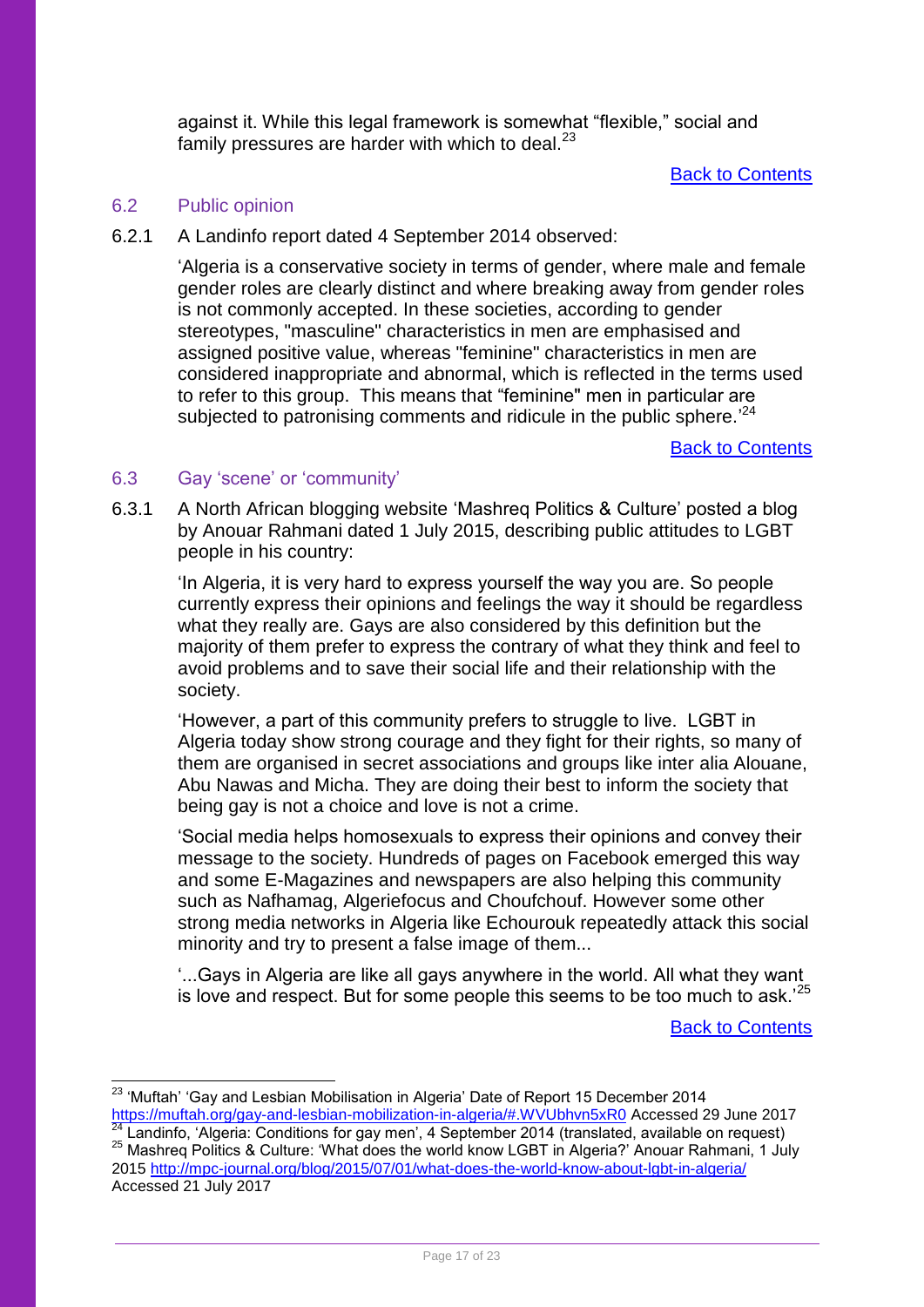against it. While this legal framework is somewhat "flexible," social and family pressures are harder with which to deal.[23]

[Back to Contents](#)

## 6.2 Public opinion

6.2.1 A Landinfo report dated 4 September 2014 observed:

> 'Algeria is a conservative society in terms of gender, where male and female gender roles are clearly distinct and where breaking away from gender roles is not commonly accepted. In these societies, according to gender stereotypes, "masculine" characteristics in men are emphasised and assigned positive value, whereas "feminine" characteristics in men are considered inappropriate and abnormal, which is reflected in the terms used to refer to this group. This means that "feminine" men in particular are subjected to patronising comments and ridicule in the public sphere.'[24]

[Back to Contents](#)

## 6.3 Gay 'scene' or 'community'

6.3.1 A North African blogging website 'Mashreq Politics & Culture' posted a blog by Anouar Rahmani dated 1 July 2015, describing public attitudes to LGBT people in his country:

> 'In Algeria, it is very hard to express yourself the way you are. So people currently express their opinions and feelings the way it should be regardless what they really are. Gays are also considered by this definition but the majority of them prefer to express the contrary of what they think and feel to avoid problems and to save their social life and their relationship with the society.
>
> 'However, a part of this community prefers to struggle to live. LGBT in Algeria today show strong courage and they fight for their rights, so many of them are organised in secret associations and groups like inter alia Alouane, Abu Nawas and Micha. They are doing their best to inform the society that being gay is not a choice and love is not a crime.
>
> 'Social media helps homosexuals to express their opinions and convey their message to the society. Hundreds of pages on Facebook emerged this way and some E-Magazines and newspapers are also helping this community such as Nafhamag, Algeriefocus and Choufchouf. However some other strong media networks in Algeria like Echourouk repeatedly attack this social minority and try to present a false image of them...
>
> '...Gays in Algeria are like all gays anywhere in the world. All what they want is love and respect. But for some people this seems to be too much to ask.'[25]

[Back to Contents](#)

---

[23] 'Muftah' 'Gay and Lesbian Mobilisation in Algeria' Date of Report 15 December 2014 https://muftah.org/gay-and-lesbian-mobilization-in-algeria/#.WVUbhvn5xR0 Accessed 29 June 2017

[24] Landinfo, 'Algeria: Conditions for gay men', 4 September 2014 (translated, available on request)

[25] Mashreq Politics & Culture: 'What does the world know LGBT in Algeria?' Anouar Rahmani, 1 July 2015 http://mpc-journal.org/blog/2015/07/01/what-does-the-world-know-about-lgbt-in-algeria/ Accessed 21 July 2017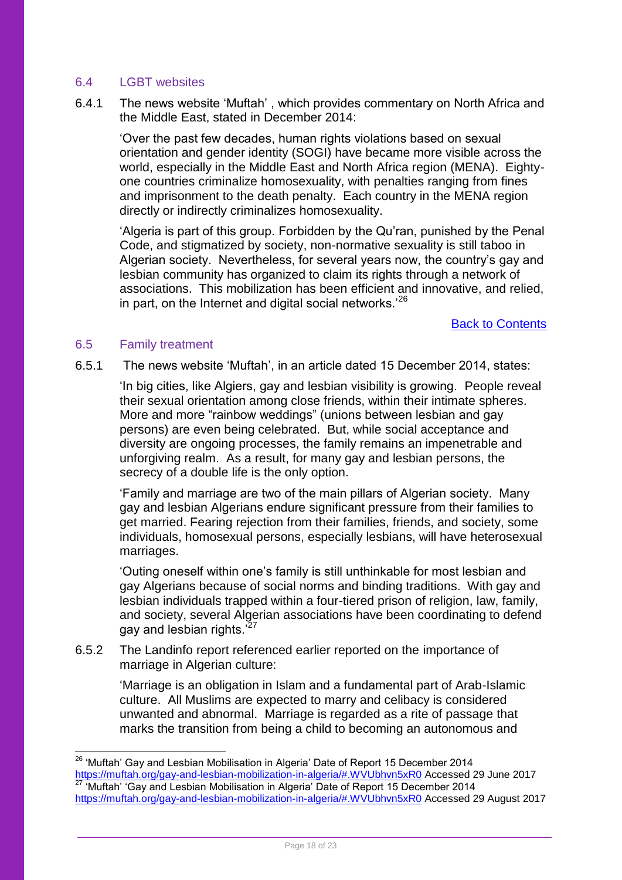### 6.4 LGBT websites

6.4.1 The news website 'Muftah' , which provides commentary on North Africa and the Middle East, stated in December 2014:

> 'Over the past few decades, human rights violations based on sexual orientation and gender identity (SOGI) have became more visible across the world, especially in the Middle East and North Africa region (MENA). Eighty-one countries criminalize homosexuality, with penalties ranging from fines and imprisonment to the death penalty. Each country in the MENA region directly or indirectly criminalizes homosexuality.
>
> 'Algeria is part of this group. Forbidden by the Qu'ran, punished by the Penal Code, and stigmatized by society, non-normative sexuality is still taboo in Algerian society. Nevertheless, for several years now, the country's gay and lesbian community has organized to claim its rights through a network of associations. This mobilization has been efficient and innovative, and relied, in part, on the Internet and digital social networks.'[26]

[Back to Contents]

### 6.5 Family treatment

6.5.1 The news website 'Muftah', in an article dated 15 December 2014, states:

> 'In big cities, like Algiers, gay and lesbian visibility is growing. People reveal their sexual orientation among close friends, within their intimate spheres. More and more "rainbow weddings" (unions between lesbian and gay persons) are even being celebrated. But, while social acceptance and diversity are ongoing processes, the family remains an impenetrable and unforgiving realm. As a result, for many gay and lesbian persons, the secrecy of a double life is the only option.
>
> 'Family and marriage are two of the main pillars of Algerian society. Many gay and lesbian Algerians endure significant pressure from their families to get married. Fearing rejection from their families, friends, and society, some individuals, homosexual persons, especially lesbians, will have heterosexual marriages.
>
> 'Outing oneself within one's family is still unthinkable for most lesbian and gay Algerians because of social norms and binding traditions. With gay and lesbian individuals trapped within a four-tiered prison of religion, law, family, and society, several Algerian associations have been coordinating to defend gay and lesbian rights.'[27]

6.5.2 The Landinfo report referenced earlier reported on the importance of marriage in Algerian culture:

> 'Marriage is an obligation in Islam and a fundamental part of Arab-Islamic culture. All Muslims are expected to marry and celibacy is considered unwanted and abnormal. Marriage is regarded as a rite of passage that marks the transition from being a child to becoming an autonomous and

---

[26] 'Muftah' Gay and Lesbian Mobilisation in Algeria' Date of Report 15 December 2014 https://muftah.org/gay-and-lesbian-mobilization-in-algeria/#.WVUbhvn5xR0 Accessed 29 June 2017

[27] 'Muftah' 'Gay and Lesbian Mobilisation in Algeria' Date of Report 15 December 2014 https://muftah.org/gay-and-lesbian-mobilization-in-algeria/#.WVUbhvn5xR0 Accessed 29 August 2017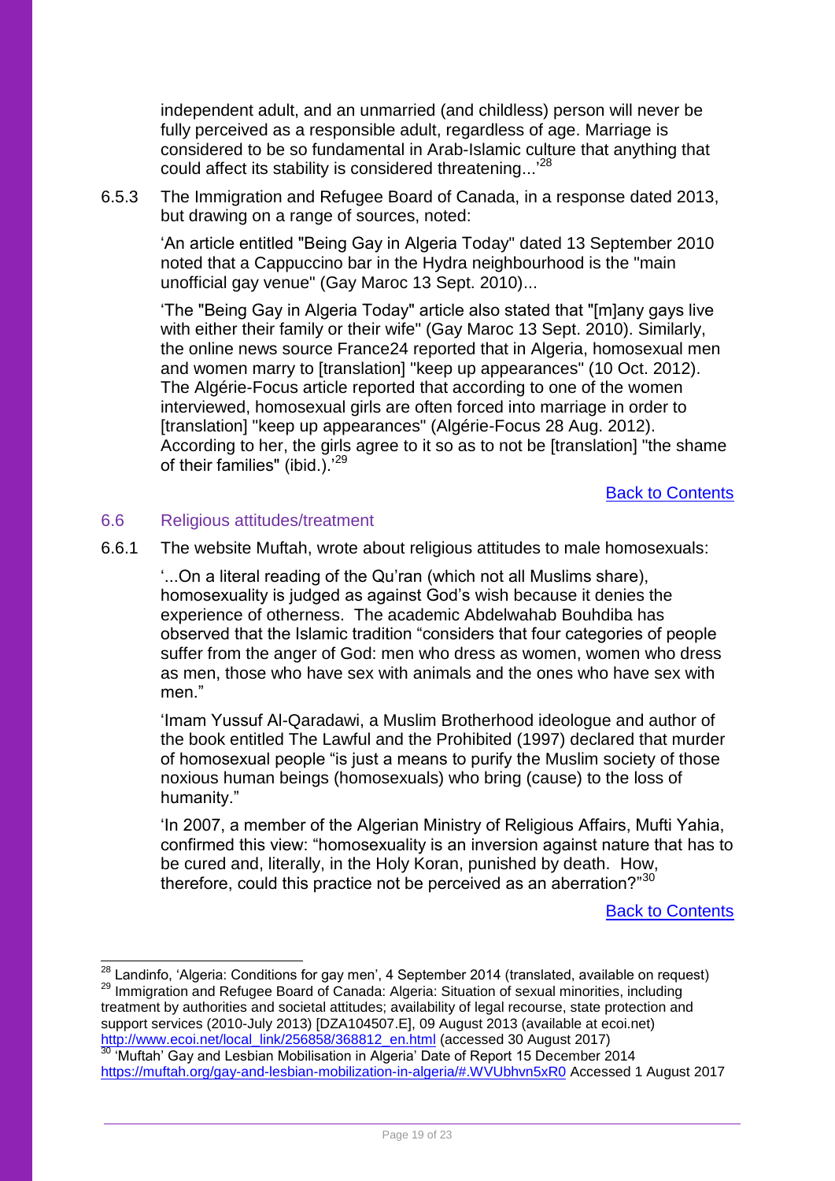independent adult, and an unmarried (and childless) person will never be fully perceived as a responsible adult, regardless of age. Marriage is considered to be so fundamental in Arab-Islamic culture that anything that could affect its stability is considered threatening...'[28]

6.5.3 The Immigration and Refugee Board of Canada, in a response dated 2013, but drawing on a range of sources, noted:

> 'An article entitled "Being Gay in Algeria Today" dated 13 September 2010 noted that a Cappuccino bar in the Hydra neighbourhood is the "main unofficial gay venue" (Gay Maroc 13 Sept. 2010)...
>
> 'The "Being Gay in Algeria Today" article also stated that "[m]any gays live with either their family or their wife" (Gay Maroc 13 Sept. 2010). Similarly, the online news source France24 reported that in Algeria, homosexual men and women marry to [translation] "keep up appearances" (10 Oct. 2012). The Algérie-Focus article reported that according to one of the women interviewed, homosexual girls are often forced into marriage in order to [translation] "keep up appearances" (Algérie-Focus 28 Aug. 2012). According to her, the girls agree to it so as to not be [translation] "the shame of their families" (ibid.).'[29]

[Back to Contents](#)

### 6.6 Religious attitudes/treatment

6.6.1 The website Muftah, wrote about religious attitudes to male homosexuals:

> '...On a literal reading of the Qu'ran (which not all Muslims share), homosexuality is judged as against God's wish because it denies the experience of otherness. The academic Abdelwahab Bouhdiba has observed that the Islamic tradition "considers that four categories of people suffer from the anger of God: men who dress as women, women who dress as men, those who have sex with animals and the ones who have sex with men."
>
> 'Imam Yussuf Al-Qaradawi, a Muslim Brotherhood ideologue and author of the book entitled The Lawful and the Prohibited (1997) declared that murder of homosexual people "is just a means to purify the Muslim society of those noxious human beings (homosexuals) who bring (cause) to the loss of humanity."
>
> 'In 2007, a member of the Algerian Ministry of Religious Affairs, Mufti Yahia, confirmed this view: "homosexuality is an inversion against nature that has to be cured and, literally, in the Holy Koran, punished by death. How, therefore, could this practice not be perceived as an aberration?"[30]

[Back to Contents](#)

---

[28] Landinfo, 'Algeria: Conditions for gay men', 4 September 2014 (translated, available on request)

[29] Immigration and Refugee Board of Canada: Algeria: Situation of sexual minorities, including treatment by authorities and societal attitudes; availability of legal recourse, state protection and support services (2010-July 2013) [DZA104507.E], 09 August 2013 (available at ecoi.net) http://www.ecoi.net/local_link/256858/368812_en.html (accessed 30 August 2017)

[30] 'Muftah' Gay and Lesbian Mobilisation in Algeria' Date of Report 15 December 2014 https://muftah.org/gay-and-lesbian-mobilization-in-algeria/#.WVUbhvn5xR0 Accessed 1 August 2017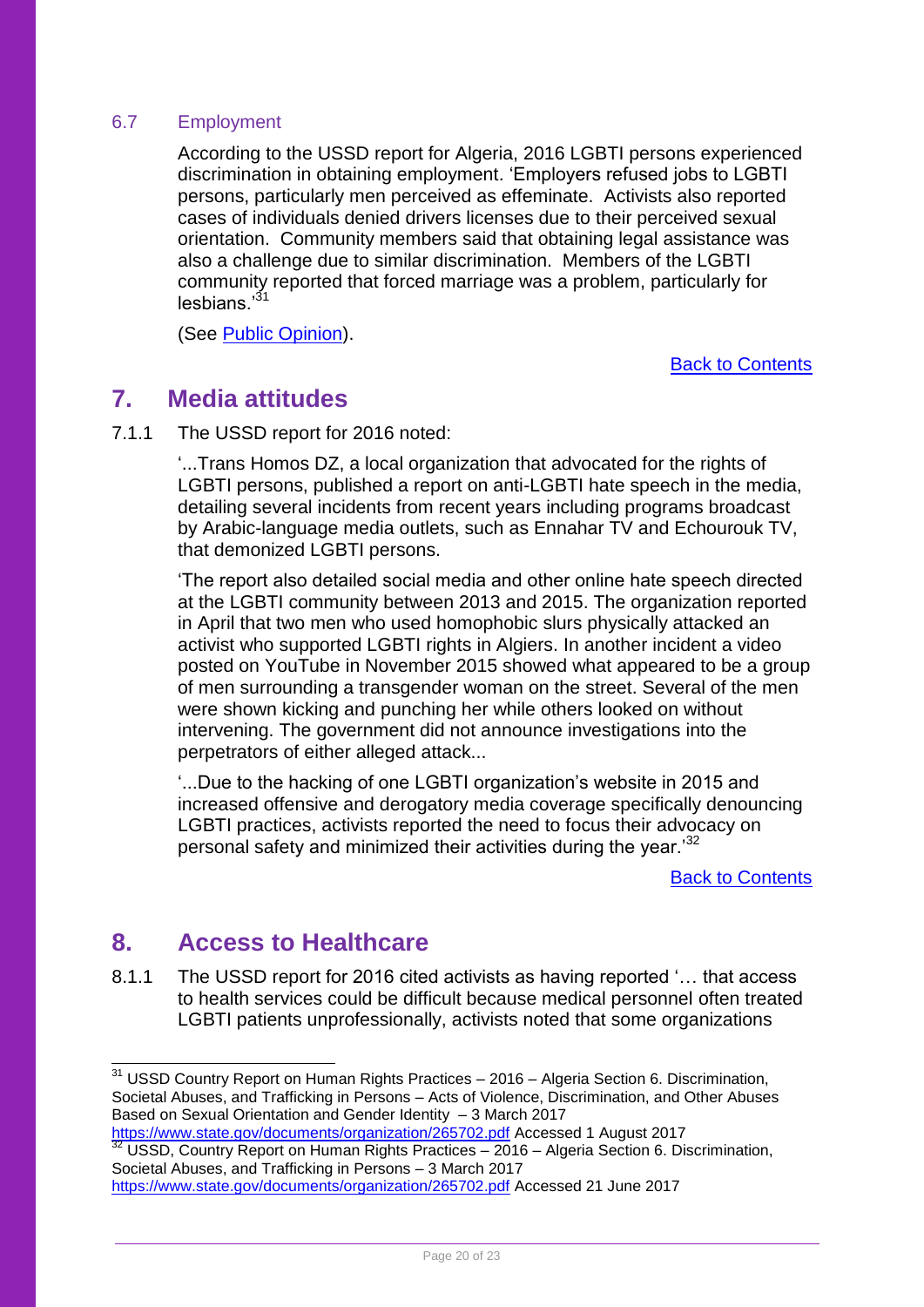### 6.7 Employment

According to the USSD report for Algeria, 2016 LGBTI persons experienced discrimination in obtaining employment. 'Employers refused jobs to LGBTI persons, particularly men perceived as effeminate. Activists also reported cases of individuals denied drivers licenses due to their perceived sexual orientation. Community members said that obtaining legal assistance was also a challenge due to similar discrimination. Members of the LGBTI community reported that forced marriage was a problem, particularly for lesbians.'[31]

(See [Public Opinion](#)).

[Back to Contents](#)

## 7. Media attitudes

7.1.1 The USSD report for 2016 noted:

> '...Trans Homos DZ, a local organization that advocated for the rights of LGBTI persons, published a report on anti-LGBTI hate speech in the media, detailing several incidents from recent years including programs broadcast by Arabic-language media outlets, such as Ennahar TV and Echourouk TV, that demonized LGBTI persons.
>
> 'The report also detailed social media and other online hate speech directed at the LGBTI community between 2013 and 2015. The organization reported in April that two men who used homophobic slurs physically attacked an activist who supported LGBTI rights in Algiers. In another incident a video posted on YouTube in November 2015 showed what appeared to be a group of men surrounding a transgender woman on the street. Several of the men were shown kicking and punching her while others looked on without intervening. The government did not announce investigations into the perpetrators of either alleged attack...
>
> '...Due to the hacking of one LGBTI organization's website in 2015 and increased offensive and derogatory media coverage specifically denouncing LGBTI practices, activists reported the need to focus their advocacy on personal safety and minimized their activities during the year.'[32]

[Back to Contents](#)

## 8. Access to Healthcare

8.1.1 The USSD report for 2016 cited activists as having reported '… that access to health services could be difficult because medical personnel often treated LGBTI patients unprofessionally, activists noted that some organizations

---

[31] USSD Country Report on Human Rights Practices – 2016 – Algeria Section 6. Discrimination, Societal Abuses, and Trafficking in Persons – Acts of Violence, Discrimination, and Other Abuses Based on Sexual Orientation and Gender Identity – 3 March 2017 https://www.state.gov/documents/organization/265702.pdf Accessed 1 August 2017

[32] USSD, Country Report on Human Rights Practices – 2016 – Algeria Section 6. Discrimination, Societal Abuses, and Trafficking in Persons – 3 March 2017 https://www.state.gov/documents/organization/265702.pdf Accessed 21 June 2017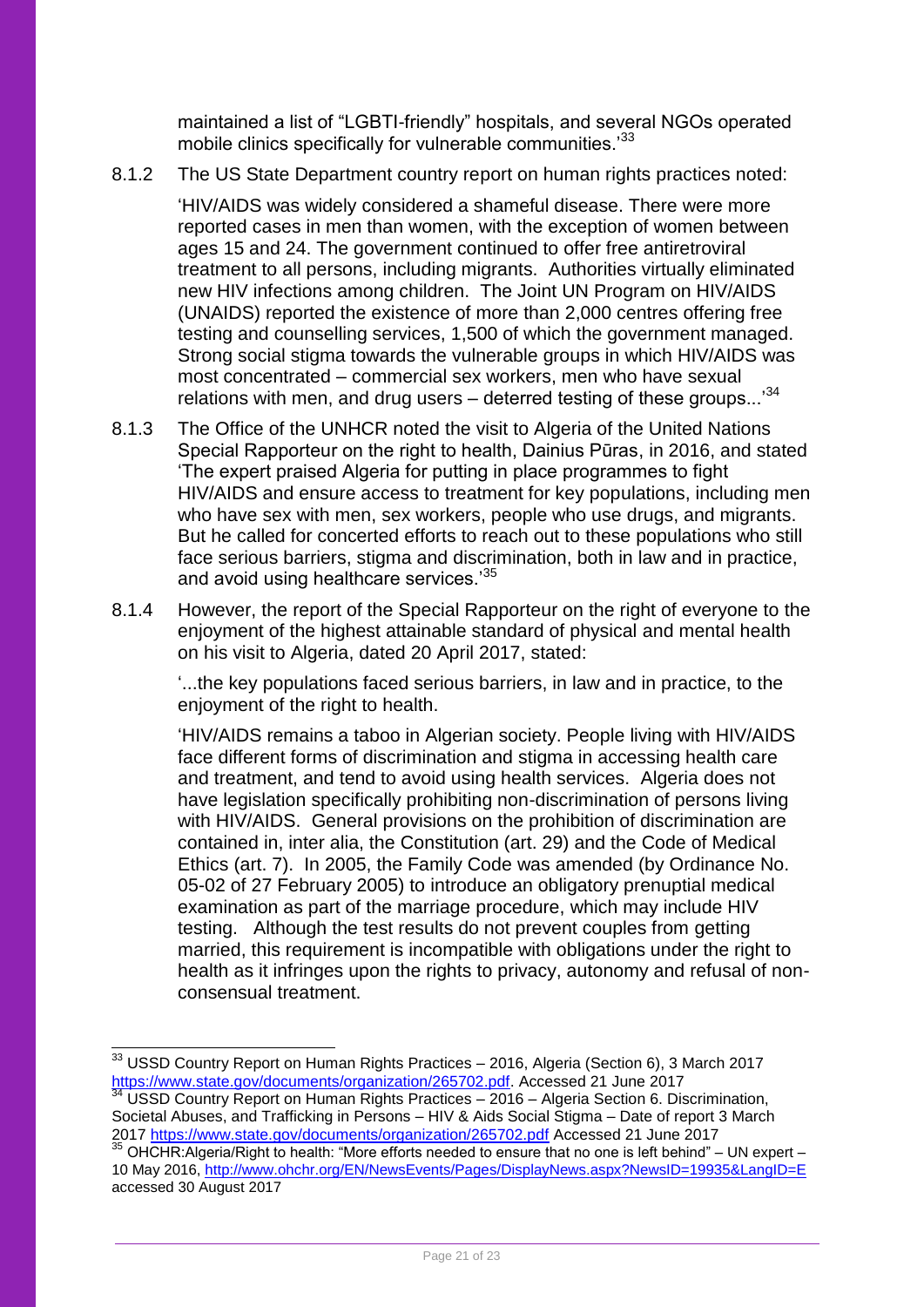maintained a list of "LGBTI-friendly" hospitals, and several NGOs operated mobile clinics specifically for vulnerable communities.'[33]

8.1.2 The US State Department country report on human rights practices noted:

'HIV/AIDS was widely considered a shameful disease. There were more reported cases in men than women, with the exception of women between ages 15 and 24. The government continued to offer free antiretroviral treatment to all persons, including migrants. Authorities virtually eliminated new HIV infections among children. The Joint UN Program on HIV/AIDS (UNAIDS) reported the existence of more than 2,000 centres offering free testing and counselling services, 1,500 of which the government managed. Strong social stigma towards the vulnerable groups in which HIV/AIDS was most concentrated – commercial sex workers, men who have sexual relations with men, and drug users – deterred testing of these groups...'[34]

8.1.3 The Office of the UNHCR noted the visit to Algeria of the United Nations Special Rapporteur on the right to health, Dainius Pūras, in 2016, and stated 'The expert praised Algeria for putting in place programmes to fight HIV/AIDS and ensure access to treatment for key populations, including men who have sex with men, sex workers, people who use drugs, and migrants. But he called for concerted efforts to reach out to these populations who still face serious barriers, stigma and discrimination, both in law and in practice, and avoid using healthcare services.'[35]

8.1.4 However, the report of the Special Rapporteur on the right of everyone to the enjoyment of the highest attainable standard of physical and mental health on his visit to Algeria, dated 20 April 2017, stated:

'...the key populations faced serious barriers, in law and in practice, to the enjoyment of the right to health.

'HIV/AIDS remains a taboo in Algerian society. People living with HIV/AIDS face different forms of discrimination and stigma in accessing health care and treatment, and tend to avoid using health services. Algeria does not have legislation specifically prohibiting non-discrimination of persons living with HIV/AIDS. General provisions on the prohibition of discrimination are contained in, inter alia, the Constitution (art. 29) and the Code of Medical Ethics (art. 7). In 2005, the Family Code was amended (by Ordinance No. 05-02 of 27 February 2005) to introduce an obligatory prenuptial medical examination as part of the marriage procedure, which may include HIV testing. Although the test results do not prevent couples from getting married, this requirement is incompatible with obligations under the right to health as it infringes upon the rights to privacy, autonomy and refusal of non-consensual treatment.

---

[33] USSD Country Report on Human Rights Practices – 2016, Algeria (Section 6), 3 March 2017 https://www.state.gov/documents/organization/265702.pdf. Accessed 21 June 2017

[34] USSD Country Report on Human Rights Practices – 2016 – Algeria Section 6. Discrimination, Societal Abuses, and Trafficking in Persons – HIV & Aids Social Stigma – Date of report 3 March 2017 https://www.state.gov/documents/organization/265702.pdf Accessed 21 June 2017

[35] OHCHR:Algeria/Right to health: "More efforts needed to ensure that no one is left behind" – UN expert – 10 May 2016, http://www.ohchr.org/EN/NewsEvents/Pages/DisplayNews.aspx?NewsID=19935&LangID=E accessed 30 August 2017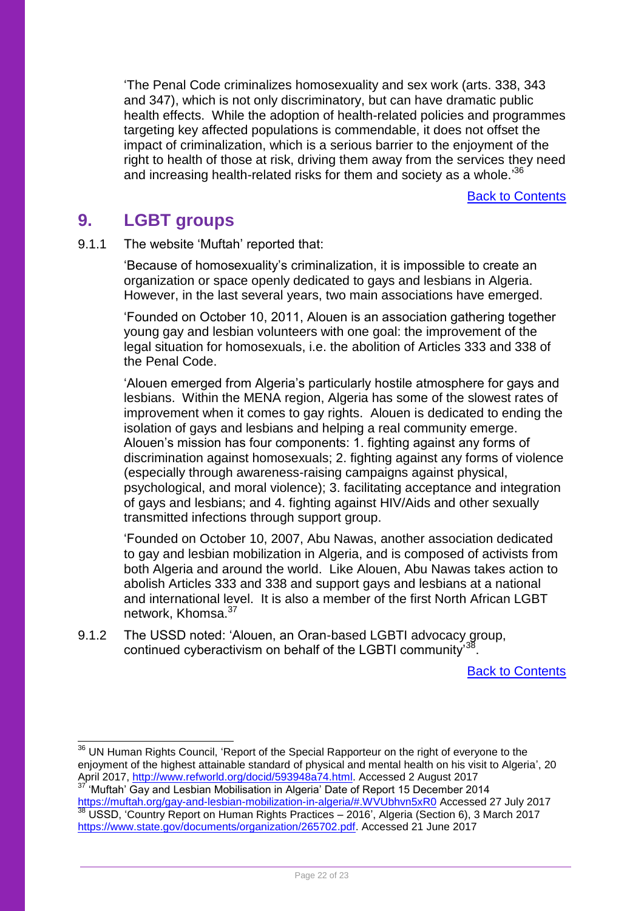'The Penal Code criminalizes homosexuality and sex work (arts. 338, 343 and 347), which is not only discriminatory, but can have dramatic public health effects. While the adoption of health-related policies and programmes targeting key affected populations is commendable, it does not offset the impact of criminalization, which is a serious barrier to the enjoyment of the right to health of those at risk, driving them away from the services they need and increasing health-related risks for them and society as a whole.'[36]

[Back to Contents](#)

## 9. LGBT groups

9.1.1 The website 'Muftah' reported that:

'Because of homosexuality's criminalization, it is impossible to create an organization or space openly dedicated to gays and lesbians in Algeria. However, in the last several years, two main associations have emerged.

'Founded on October 10, 2011, Alouen is an association gathering together young gay and lesbian volunteers with one goal: the improvement of the legal situation for homosexuals, i.e. the abolition of Articles 333 and 338 of the Penal Code.

'Alouen emerged from Algeria's particularly hostile atmosphere for gays and lesbians. Within the MENA region, Algeria has some of the slowest rates of improvement when it comes to gay rights. Alouen is dedicated to ending the isolation of gays and lesbians and helping a real community emerge. Alouen's mission has four components: 1. fighting against any forms of discrimination against homosexuals; 2. fighting against any forms of violence (especially through awareness-raising campaigns against physical, psychological, and moral violence); 3. facilitating acceptance and integration of gays and lesbians; and 4. fighting against HIV/Aids and other sexually transmitted infections through support group.

'Founded on October 10, 2007, Abu Nawas, another association dedicated to gay and lesbian mobilization in Algeria, and is composed of activists from both Algeria and around the world. Like Alouen, Abu Nawas takes action to abolish Articles 333 and 338 and support gays and lesbians at a national and international level. It is also a member of the first North African LGBT network, Khomsa.[37]

9.1.2 The USSD noted: 'Alouen, an Oran-based LGBTI advocacy group, continued cyberactivism on behalf of the LGBTI community'[38].

[Back to Contents](#)

---

[36] UN Human Rights Council, 'Report of the Special Rapporteur on the right of everyone to the enjoyment of the highest attainable standard of physical and mental health on his visit to Algeria', 20 April 2017, http://www.refworld.org/docid/593948a74.html. Accessed 2 August 2017

[37] 'Muftah' Gay and Lesbian Mobilisation in Algeria' Date of Report 15 December 2014 https://muftah.org/gay-and-lesbian-mobilization-in-algeria/#.WVUbhvn5xR0 Accessed 27 July 2017

[38] USSD, 'Country Report on Human Rights Practices – 2016', Algeria (Section 6), 3 March 2017 https://www.state.gov/documents/organization/265702.pdf. Accessed 21 June 2017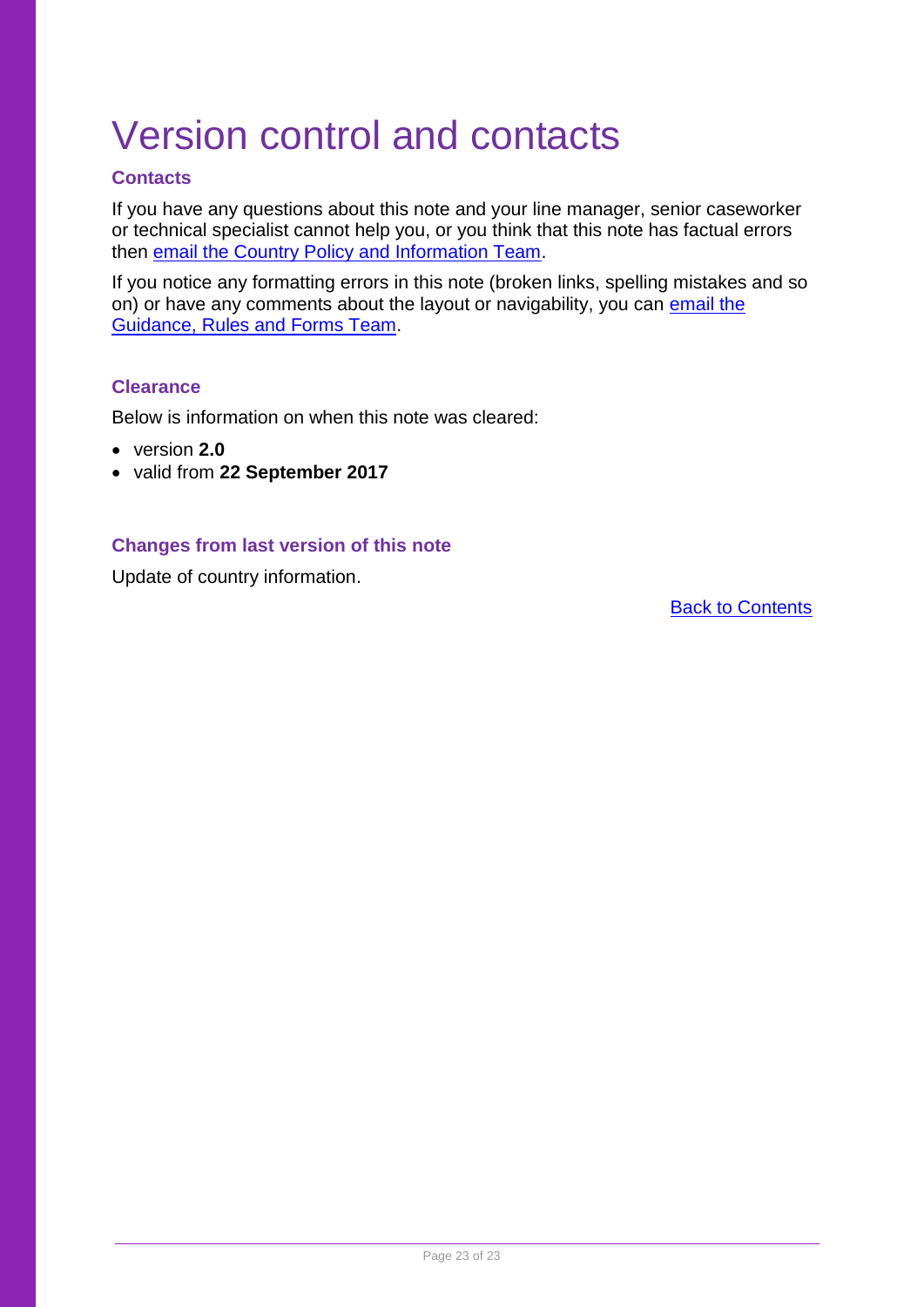# Version control and contacts

### Contacts

If you have any questions about this note and your line manager, senior caseworker or technical specialist cannot help you, or you think that this note has factual errors then email the Country Policy and Information Team.

If you notice any formatting errors in this note (broken links, spelling mistakes and so on) or have any comments about the layout or navigability, you can email the Guidance, Rules and Forms Team.

### Clearance

Below is information on when this note was cleared:

- version **2.0**
- valid from **22 September 2017**

### Changes from last version of this note

Update of country information.

Back to Contents